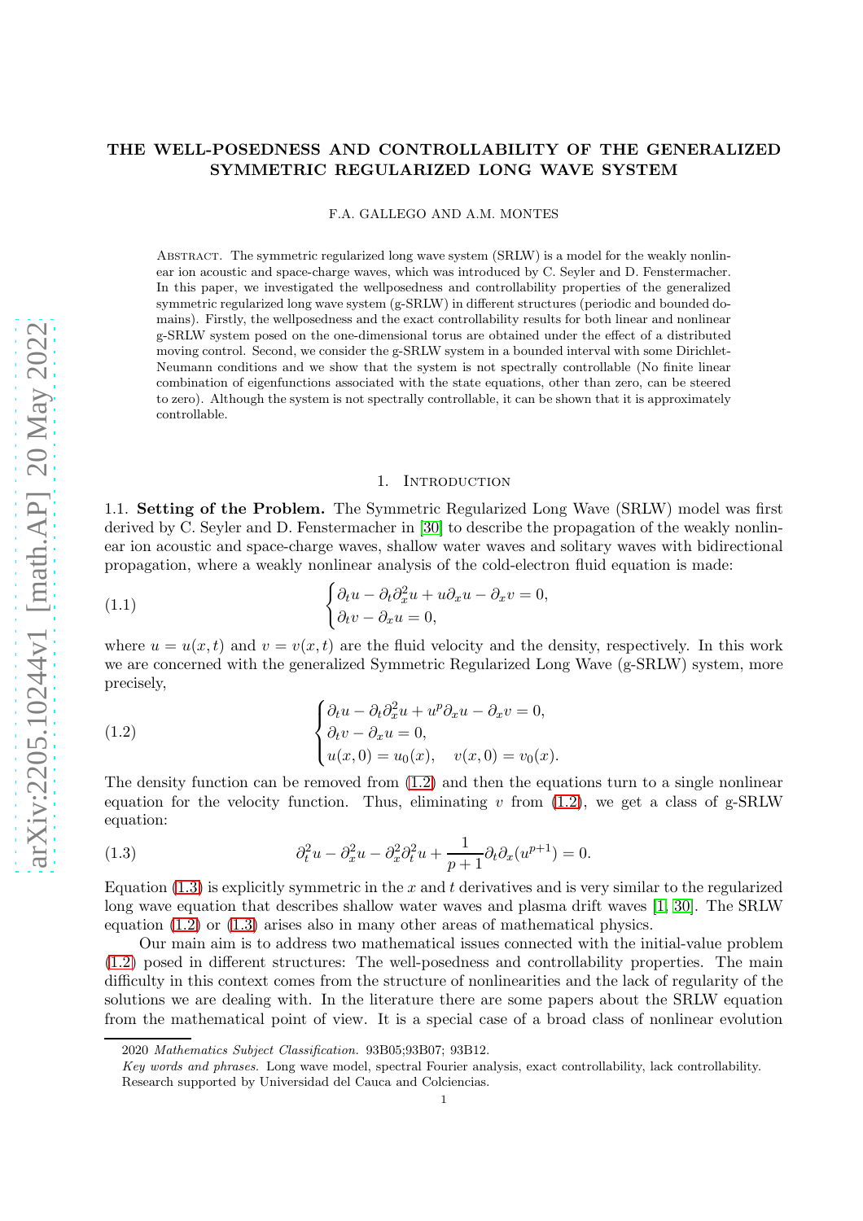# THE WELL-POSEDNESS AND CONTROLLABILITY OF THE GENERALIZED SYMMETRIC REGULARIZED LONG WAVE SYSTEM

F.A. GALLEGO AND A.M. MONTES

Abstract. The symmetric regularized long wave system (SRLW) is a model for the weakly nonlinear ion acoustic and space-charge waves, which was introduced by C. Seyler and D. Fenstermacher. In this paper, we investigated the wellposedness and controllability properties of the generalized symmetric regularized long wave system (g-SRLW) in different structures (periodic and bounded domains). Firstly, the wellposedness and the exact controllability results for both linear and nonlinear g-SRLW system posed on the one-dimensional torus are obtained under the effect of a distributed moving control. Second, we consider the g-SRLW system in a bounded interval with some Dirichlet-Neumann conditions and we show that the system is not spectrally controllable (No finite linear combination of eigenfunctions associated with the state equations, other than zero, can be steered to zero). Although the system is not spectrally controllable, it can be shown that it is approximately controllable.

## 1. Introduction

1.1. **Setting of the Problem.** The Symmetric Regularized Long Wave (SRLW) model was first derived by C. Seyler and D. Fenstermacher in [30] to describe the propagation of the weakly nonlinear ion acoustic and space-charge waves, shallow water waves and solitary waves with bidirectional propagation, where a weakly nonlinear analysis of the cold-electron fluid equation is made:

$$
\begin{cases} \partial_t u - \partial_t \partial_x^2 u + u \partial_x u - \partial_x v = 0, \\ \partial_t v - \partial_x u = 0, \end{cases} \tag{1.1}
$$

where $u = u(x,t)$ and $v = v(x,t)$ are the fluid velocity and the density, respectively. In this work we are concerned with the generalized Symmetric Regularized Long Wave (g-SRLW) system, more precisely,

$$
\begin{cases} \partial_t u - \partial_t \partial_x^2 u + u^p \partial_x u - \partial_x v = 0, \\ \partial_t v - \partial_x u = 0, \\ u(x,0) = u_0(x), \quad v(x,0) = v_0(x). \end{cases} \tag{1.2}
$$

The density function can be removed from (1.2) and then the equations turn to a single nonlinear equation for the velocity function. Thus, eliminating $v$ from (1.2), we get a class of g-SRLW equation:

$$
\partial_t^2 u - \partial_x^2 u - \partial_x^2 \partial_t^2 u + \frac{1}{p+1} \partial_t \partial_x (u^{p+1}) = 0. \tag{1.3}
$$

Equation (1.3) is explicitly symmetric in the $x$ and $t$ derivatives and is very similar to the regularized long wave equation that describes shallow water waves and plasma drift waves [1, 30]. The SRLW equation (1.2) or (1.3) arises also in many other areas of mathematical physics.

Our main aim is to address two mathematical issues connected with the initial-value problem (1.2) posed in different structures: The well-posedness and controllability properties. The main difficulty in this context comes from the structure of nonlinearities and the lack of regularity of the solutions we are dealing with. In the literature there are some papers about the SRLW equation from the mathematical point of view. It is a special case of a broad class of nonlinear evolution

2020 *Mathematics Subject Classification.* 93B05;93B07; 93B12.

*Key words and phrases.* Long wave model, spectral Fourier analysis, exact controllability, lack controllability.

Research supported by Universidad del Cauca and Colciencias.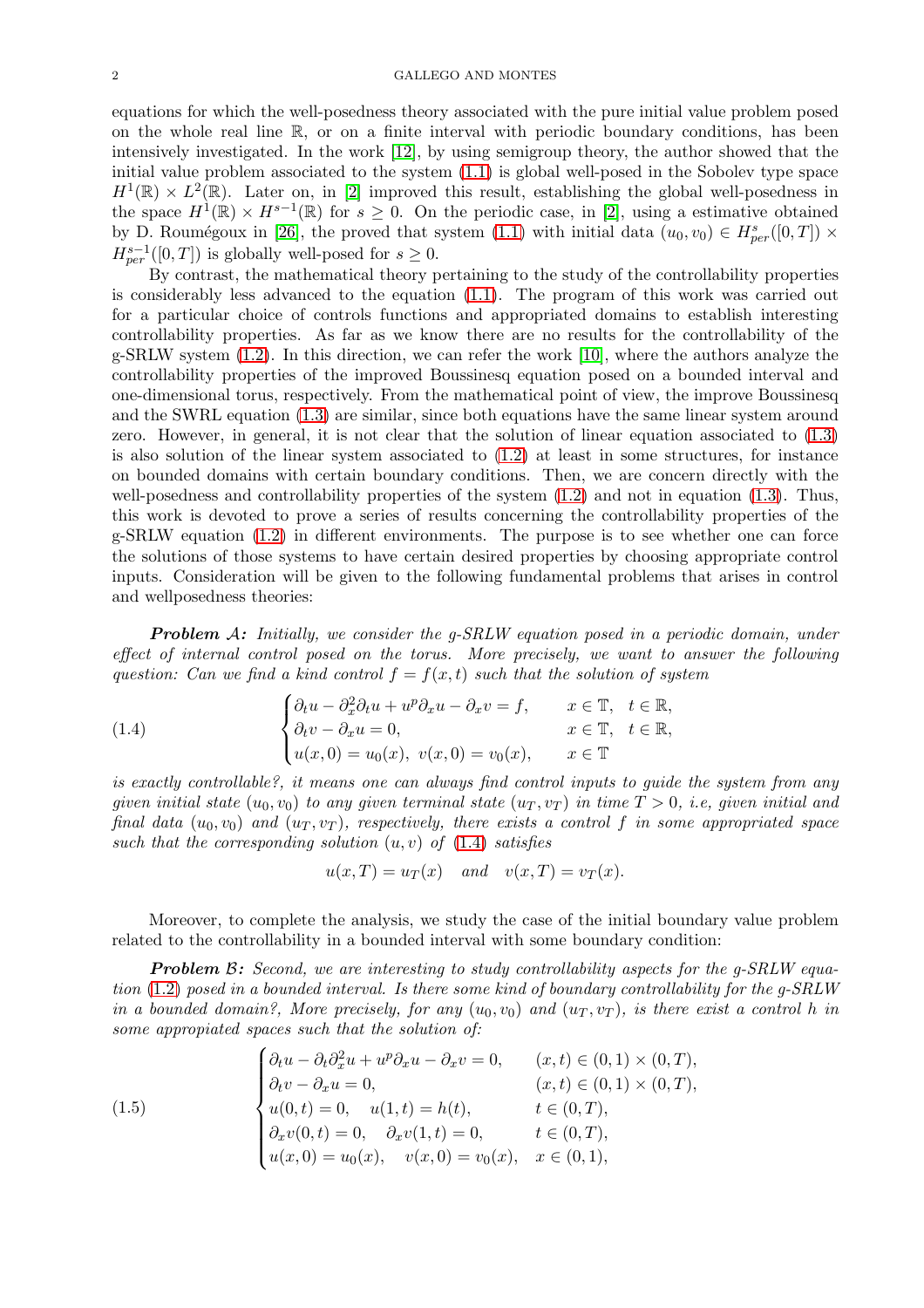equations for which the well-posedness theory associated with the pure initial value problem posed on the whole real line $\mathbb{R}$, or on a finite interval with periodic boundary conditions, has been intensively investigated. In the work [12], by using semigroup theory, the author showed that the initial value problem associated to the system (1.1) is global well-posed in the Sobolev type space $H^1(\mathbb{R}) \times L^2(\mathbb{R})$. Later on, in [2] improved this result, establishing the global well-posedness in the space $H^1(\mathbb{R}) \times H^{s-1}(\mathbb{R})$ for $s \geq 0$. On the periodic case, in [2], using a estimative obtained by D. Roumégoux in [26], the proved that system (1.1) with initial data $(u_0, v_0) \in H^s_{per}([0,T]) \times H^{s-1}_{per}([0,T])$ is globally well-posed for $s \geq 0$.

By contrast, the mathematical theory pertaining to the study of the controllability properties is considerably less advanced to the equation (1.1). The program of this work was carried out for a particular choice of controls functions and appropriated domains to establish interesting controllability properties. As far as we know there are no results for the controllability of the g-SRLW system (1.2). In this direction, we can refer the work [10], where the authors analyze the controllability properties of the improved Boussinesq equation posed on a bounded interval and one-dimensional torus, respectively. From the mathematical point of view, the improve Boussinesq and the SWRL equation (1.3) are similar, since both equations have the same linear system around zero. However, in general, it is not clear that the solution of linear equation associated to (1.3) is also solution of the linear system associated to (1.2) at least in some structures, for instance on bounded domains with certain boundary conditions. Then, we are concern directly with the well-posedness and controllability properties of the system (1.2) and not in equation (1.3). Thus, this work is devoted to prove a series of results concerning the controllability properties of the g-SRLW equation (1.2) in different environments. The purpose is to see whether one can force the solutions of those systems to have certain desired properties by choosing appropriate control inputs. Consideration will be given to the following fundamental problems that arises in control and wellposedness theories:

***Problem $\mathcal{A}$:*** *Initially, we consider the g-SRLW equation posed in a periodic domain, under effect of internal control posed on the torus. More precisely, we want to answer the following question: Can we find a kind control $f = f(x,t)$ such that the solution of system*

$$
\begin{cases}
\partial_t u - \partial_x^2 \partial_t u + u^p \partial_x u - \partial_x v = f, & x \in \mathbb{T}, \quad t \in \mathbb{R}, \\
\partial_t v - \partial_x u = 0, & x \in \mathbb{T}, \quad t \in \mathbb{R}, \\
u(x,0) = u_0(x), \ v(x,0) = v_0(x), & x \in \mathbb{T}
\end{cases}
\tag{1.4}
$$

*is exactly controllable?, it means one can always find control inputs to guide the system from any given initial state $(u_0, v_0)$ to any given terminal state $(u_T, v_T)$ in time $T > 0$, i.e, given initial and final data $(u_0, v_0)$ and $(u_T, v_T)$, respectively, there exists a control $f$ in some appropriated space such that the corresponding solution $(u, v)$ of (1.4) satisfies*

$$
u(x,T) = u_T(x) \quad \textit{and} \quad v(x,T) = v_T(x).
$$

Moreover, to complete the analysis, we study the case of the initial boundary value problem related to the controllability in a bounded interval with some boundary condition:

***Problem $\mathcal{B}$:*** *Second, we are interesting to study controllability aspects for the g-SRLW equation (1.2) posed in a bounded interval. Is there some kind of boundary controllability for the g-SRLW in a bounded domain?, More precisely, for any $(u_0, v_0)$ and $(u_T, v_T)$, is there exist a control $h$ in some appropiated spaces such that the solution of:*

$$
\begin{cases}
\partial_t u - \partial_t \partial_x^2 u + u^p \partial_x u - \partial_x v = 0, & (x,t) \in (0,1) \times (0,T), \\
\partial_t v - \partial_x u = 0, & (x,t) \in (0,1) \times (0,T), \\
u(0,t) = 0, \quad u(1,t) = h(t), & t \in (0,T), \\
\partial_x v(0,t) = 0, \quad \partial_x v(1,t) = 0, & t \in (0,T), \\
u(x,0) = u_0(x), \quad v(x,0) = v_0(x), & x \in (0,1),
\end{cases}
\tag{1.5}
$$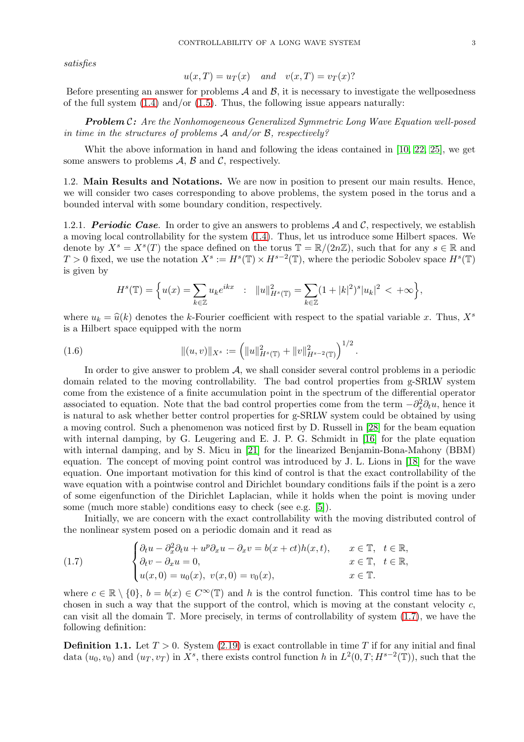*satisfies*

$$u(x,T)=u_T(x) \quad and \quad v(x,T)=v_T(x)?$$

Before presenting an answer for problems $\mathcal{A}$ and $\mathcal{B}$, it is necessary to investigate the wellposedness of the full system (1.4) and/or (1.5). Thus, the following issue appears naturally:

***Problem*** $\mathcal{C}$***:*** *Are the Nonhomogeneous Generalized Symmetric Long Wave Equation well-posed in time in the structures of problems* $\mathcal{A}$ *and/or* $\mathcal{B}$*, respectively?*

Whit the above information in hand and following the ideas contained in [10, 22, 25], we get some answers to problems $\mathcal{A}$, $\mathcal{B}$ and $\mathcal{C}$, respectively.

## 1.2. Main Results and Notations.

We are now in position to present our main results. Hence, we will consider two cases corresponding to above problems, the system posed in the torus and a bounded interval with some boundary condition, respectively.

### 1.2.1. *Periodic Case*.

In order to give an answers to problems $\mathcal{A}$ and $\mathcal{C}$, respectively, we establish a moving local controllability for the system (1.4). Thus, let us introduce some Hilbert spaces. We denote by $X^s = X^s(T)$ the space defined on the torus $\mathbb{T}=\mathbb{R}/(2n\mathbb{Z})$, such that for any $s\in\mathbb{R}$ and $T>0$ fixed, we use the notation $X^s := H^s(\mathbb{T})\times H^{s-2}(\mathbb{T})$, where the periodic Sobolev space $H^s(\mathbb{T})$ is given by

$$H^s(\mathbb{T}) = \Big\{ u(x)=\sum_{k\in\mathbb{Z}} u_k e^{ikx} \quad : \quad \|u\|^2_{H^s(\mathbb{T})} = \sum_{k\in\mathbb{Z}} (1+|k|^2)^s |u_k|^2 \, < \, +\infty \Big\},$$

where $u_k = \widehat{u}(k)$ denotes the $k$-Fourier coefficient with respect to the spatial variable $x$. Thus, $X^s$ is a Hilbert space equipped with the norm

$$\|(u,v)\|_{X^s} := \left( \|u\|^2_{H^s(\mathbb{T})} + \|v\|^2_{H^{s-2}(\mathbb{T})} \right)^{1/2}. \tag{1.6}$$

In order to give answer to problem $\mathcal{A}$, we shall consider several control problems in a periodic domain related to the moving controllability. The bad control properties from g-SRLW system come from the existence of a finite accumulation point in the spectrum of the differential operator associated to equation. Note that the bad control properties come from the term $-\partial_x^2\partial_t u$, hence it is natural to ask whether better control properties for g-SRLW system could be obtained by using a moving control. Such a phenomenon was noticed first by D. Russell in [28] for the beam equation with internal damping, by G. Leugering and E. J. P. G. Schmidt in [16] for the plate equation with internal damping, and by S. Micu in [21] for the linearized Benjamin-Bona-Mahony (BBM) equation. The concept of moving point control was introduced by J. L. Lions in [18] for the wave equation. One important motivation for this kind of control is that the exact controllability of the wave equation with a pointwise control and Dirichlet boundary conditions fails if the point is a zero of some eigenfunction of the Dirichlet Laplacian, while it holds when the point is moving under some (much more stable) conditions easy to check (see e.g. [5]).

Initially, we are concern with the exact controllability with the moving distributed control of the nonlinear system posed on a periodic domain and it read as

$$\begin{cases} \partial_t u - \partial_x^2\partial_t u + u^p\partial_x u - \partial_x v = b(x+ct)h(x,t), & x\in\mathbb{T}, \quad t\in\mathbb{R}, \\ \partial_t v - \partial_x u = 0, & x\in\mathbb{T}, \quad t\in\mathbb{R}, \\ u(x,0)=u_0(x), \ v(x,0)=v_0(x), & x\in\mathbb{T}. \end{cases} \tag{1.7}$$

where $c\in\mathbb{R}\setminus\{0\}$, $b=b(x)\in C^\infty(\mathbb{T})$ and $h$ is the control function. This control time has to be chosen in such a way that the support of the control, which is moving at the constant velocity $c$, can visit all the domain $\mathbb{T}$. More precisely, in terms of controllability of system (1.7), we have the following definition:

**Definition 1.1.** Let $T>0$. System (2.19) is exact controllable in time $T$ if for any initial and final data $(u_0,v_0)$ and $(u_T,v_T)$ in $X^s$, there exists control function $h$ in $L^2(0,T;H^{s-2}(\mathbb{T}))$, such that the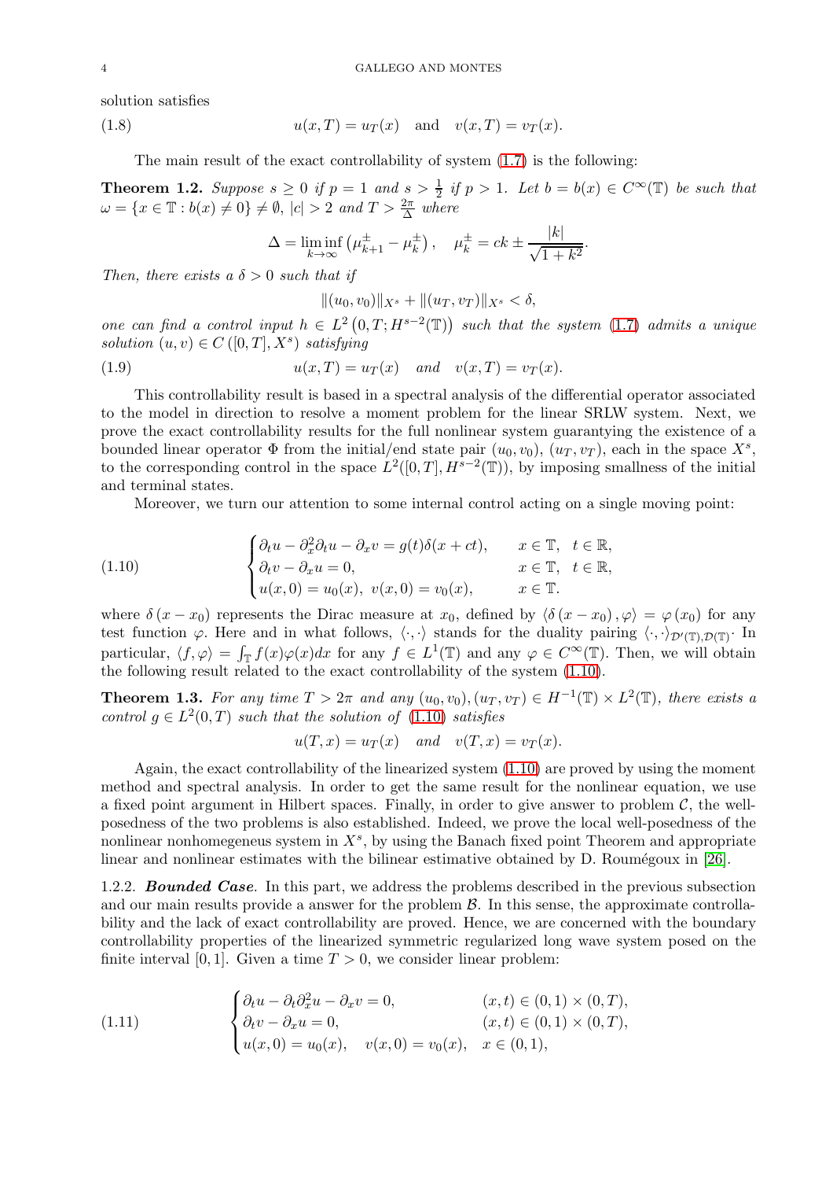solution satisfies

$$u(x,T) = u_T(x) \quad \text{and} \quad v(x,T) = v_T(x). \tag{1.8}$$

The main result of the exact controllability of system (1.7) is the following:

**Theorem 1.2.** *Suppose $s \geq 0$ if $p = 1$ and $s > \frac{1}{2}$ if $p > 1$. Let $b = b(x) \in C^{\infty}(\mathbb{T})$ be such that $\omega = \{x \in \mathbb{T} : b(x) \neq 0\} \neq \emptyset$, $|c| > 2$ and $T > \frac{2\pi}{\Delta}$ where*

$$\Delta = \liminf_{k \to \infty} \left(\mu_{k+1}^{\pm} - \mu_k^{\pm}\right), \quad \mu_k^{\pm} = ck \pm \frac{|k|}{\sqrt{1+k^2}}.$$

*Then, there exists a $\delta > 0$ such that if*

$$\|(u_0, v_0)\|_{X^s} + \|(u_T, v_T)\|_{X^s} < \delta,$$

*one can find a control input $h \in L^2\left(0, T; H^{s-2}(\mathbb{T})\right)$ such that the system (1.7) admits a unique solution $(u, v) \in C\left([0,T], X^s\right)$ satisfying*

$$u(x,T) = u_T(x) \quad \text{and} \quad v(x,T) = v_T(x). \tag{1.9}$$

This controllability result is based in a spectral analysis of the differential operator associated to the model in direction to resolve a moment problem for the linear SRLW system. Next, we prove the exact controllability results for the full nonlinear system guarantying the existence of a bounded linear operator $\Phi$ from the initial/end state pair $(u_0, v_0)$, $(u_T, v_T)$, each in the space $X^s$, to the corresponding control in the space $L^2([0,T], H^{s-2}(\mathbb{T}))$, by imposing smallness of the initial and terminal states.

Moreover, we turn our attention to some internal control acting on a single moving point:

$$\begin{cases} \partial_t u - \partial_x^2 \partial_t u - \partial_x v = g(t)\delta(x+ct), & x \in \mathbb{T}, \quad t \in \mathbb{R}, \\ \partial_t v - \partial_x u = 0, & x \in \mathbb{T}, \quad t \in \mathbb{R}, \\ u(x,0) = u_0(x), \ v(x,0) = v_0(x), & x \in \mathbb{T}. \end{cases} \tag{1.10}$$

where $\delta\left(x - x_0\right)$ represents the Dirac measure at $x_0$, defined by $\langle \delta\left(x - x_0\right), \varphi\rangle = \varphi\left(x_0\right)$ for any test function $\varphi$. Here and in what follows, $\langle \cdot, \cdot \rangle$ stands for the duality pairing $\langle \cdot, \cdot \rangle_{\mathcal{D}'(\mathbb{T}), \mathcal{D}(\mathbb{T})}$. In particular, $\langle f, \varphi\rangle = \int_{\mathbb{T}} f(x)\varphi(x)dx$ for any $f \in L^1(\mathbb{T})$ and any $\varphi \in C^{\infty}(\mathbb{T})$. Then, we will obtain the following result related to the exact controllability of the system (1.10).

**Theorem 1.3.** *For any time $T > 2\pi$ and any $(u_0, v_0), (u_T, v_T) \in H^{-1}(\mathbb{T}) \times L^2(\mathbb{T})$, there exists a control $g \in L^2(0,T)$ such that the solution of (1.10) satisfies*

$$u(T,x) = u_T(x) \quad \text{and} \quad v(T,x) = v_T(x).$$

Again, the exact controllability of the linearized system (1.10) are proved by using the moment method and spectral analysis. In order to get the same result for the nonlinear equation, we use a fixed point argument in Hilbert spaces. Finally, in order to give answer to problem $\mathcal{C}$, the well-posedness of the two problems is also established. Indeed, we prove the local well-posedness of the nonlinear nonhomegeneous system in $X^s$, by using the Banach fixed point Theorem and appropriate linear and nonlinear estimates with the bilinear estimative obtained by D. Rouméqoux in [26].

1.2.2. ***Bounded Case.*** In this part, we address the problems described in the previous subsection and our main results provide a answer for the problem $\mathcal{B}$. In this sense, the approximate controllability and the lack of exact controllability are proved. Hence, we are concerned with the boundary controllability properties of the linearized symmetric regularized long wave system posed on the finite interval $[0,1]$. Given a time $T > 0$, we consider linear problem:

$$\begin{cases} \partial_t u - \partial_t \partial_x^2 u - \partial_x v = 0, & (x,t) \in (0,1) \times (0,T), \\ \partial_t v - \partial_x u = 0, & (x,t) \in (0,1) \times (0,T), \\ u(x,0) = u_0(x), \quad v(x,0) = v_0(x), & x \in (0,1), \end{cases} \tag{1.11}$$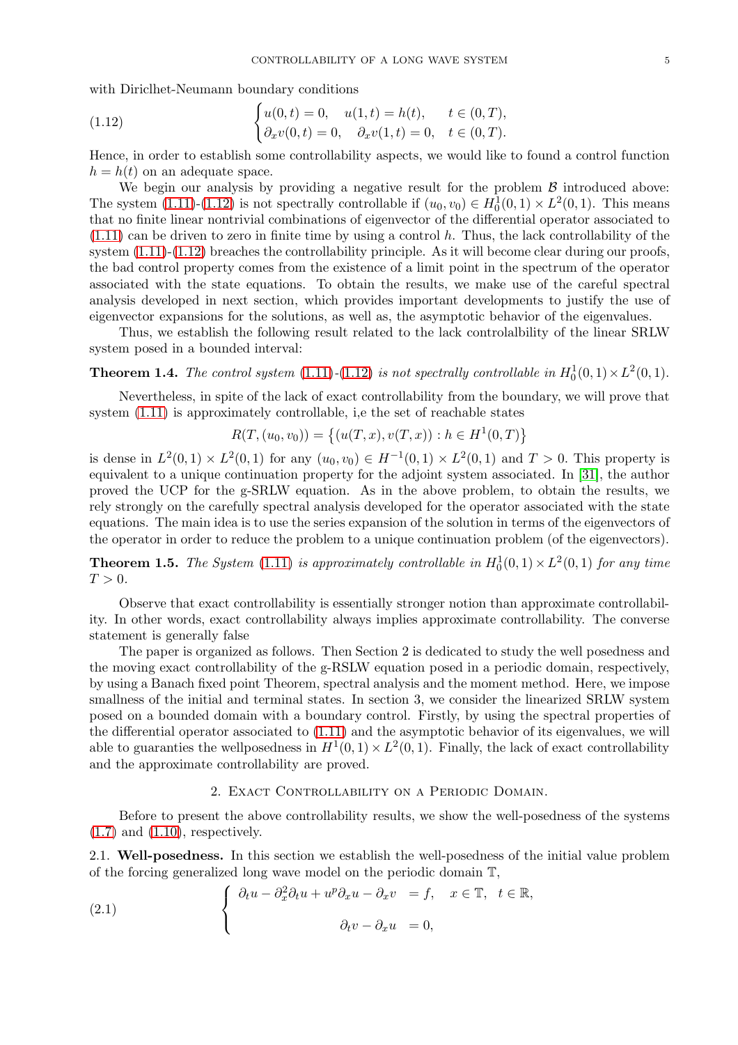with Diriclhet-Neumann boundary conditions

$$
\begin{cases} u(0,t)=0, \quad u(1,t)=h(t), & t\in(0,T),\\ \partial_x v(0,t)=0, \quad \partial_x v(1,t)=0, & t\in(0,T). \end{cases} \tag{1.12}
$$

Hence, in order to establish some controllability aspects, we would like to found a control function $h=h(t)$ on an adequate space.

We begin our analysis by providing a negative result for the problem $\mathcal{B}$ introduced above: The system (1.11)-(1.12) is not spectrally controllable if $(u_0,v_0)\in H_0^1(0,1)\times L^2(0,1)$. This means that no finite linear nontrivial combinations of eigenvector of the differential operator associated to (1.11) can be driven to zero in finite time by using a control $h$. Thus, the lack controllability of the system (1.11)-(1.12) breaches the controllability principle. As it will become clear during our proofs, the bad control property comes from the existence of a limit point in the spectrum of the operator associated with the state equations. To obtain the results, we make use of the careful spectral analysis developed in next section, which provides important developments to justify the use of eigenvector expansions for the solutions, as well as, the asymptotic behavior of the eigenvalues.

Thus, we establish the following result related to the lack controlalbility of the linear SRLW system posed in a bounded interval:

**Theorem 1.4.** *The control system (1.11)-(1.12) is not spectrally controllable in $H_0^1(0,1)\times L^2(0,1)$.*

Nevertheless, in spite of the lack of exact controllability from the boundary, we will prove that system (1.11) is approximately controllable, i,e the set of reachable states

$$
R(T,(u_0,v_0))=\left\{(u(T,x),v(T,x)) : h\in H^1(0,T)\right\}
$$

is dense in $L^2(0,1)\times L^2(0,1)$ for any $(u_0,v_0)\in H^{-1}(0,1)\times L^2(0,1)$ and $T>0$. This property is equivalent to a unique continuation property for the adjoint system associated. In [31], the author proved the UCP for the g-SRLW equation. As in the above problem, to obtain the results, we rely strongly on the carefully spectral analysis developed for the operator associated with the state equations. The main idea is to use the series expansion of the solution in terms of the eigenvectors of the operator in order to reduce the problem to a unique continuation problem (of the eigenvectors).

**Theorem 1.5.** *The System (1.11) is approximately controllable in $H_0^1(0,1)\times L^2(0,1)$ for any time $T>0$.*

Observe that exact controllability is essentially stronger notion than approximate controllability. In other words, exact controllability always implies approximate controllability. The converse statement is generally false

The paper is organized as follows. Then Section 2 is dedicated to study the well posedness and the moving exact controllability of the g-RSLW equation posed in a periodic domain, respectively, by using a Banach fixed point Theorem, spectral analysis and the moment method. Here, we impose smallness of the initial and terminal states. In section 3, we consider the linearized SRLW system posed on a bounded domain with a boundary control. Firstly, by using the spectral properties of the differential operator associated to (1.11) and the asymptotic behavior of its eigenvalues, we will able to guaranties the wellposedness in $H^1(0,1)\times L^2(0,1)$. Finally, the lack of exact controllability and the approximate controllability are proved.

## 2. Exact Controllability on a Periodic Domain.

Before to present the above controllability results, we show the well-posedness of the systems (1.7) and (1.10), respectively.

**2.1. Well-posedness.** In this section we establish the well-posedness of the initial value problem of the forcing generalized long wave model on the periodic domain $\mathbb{T}$,

$$
\begin{cases} \partial_t u-\partial_x^2\partial_t u+u^p\partial_x u-\partial_x v &=f, \quad x\in\mathbb{T}, \quad t\in\mathbb{R},\\ \partial_t v-\partial_x u &=0, \end{cases} \tag{2.1}
$$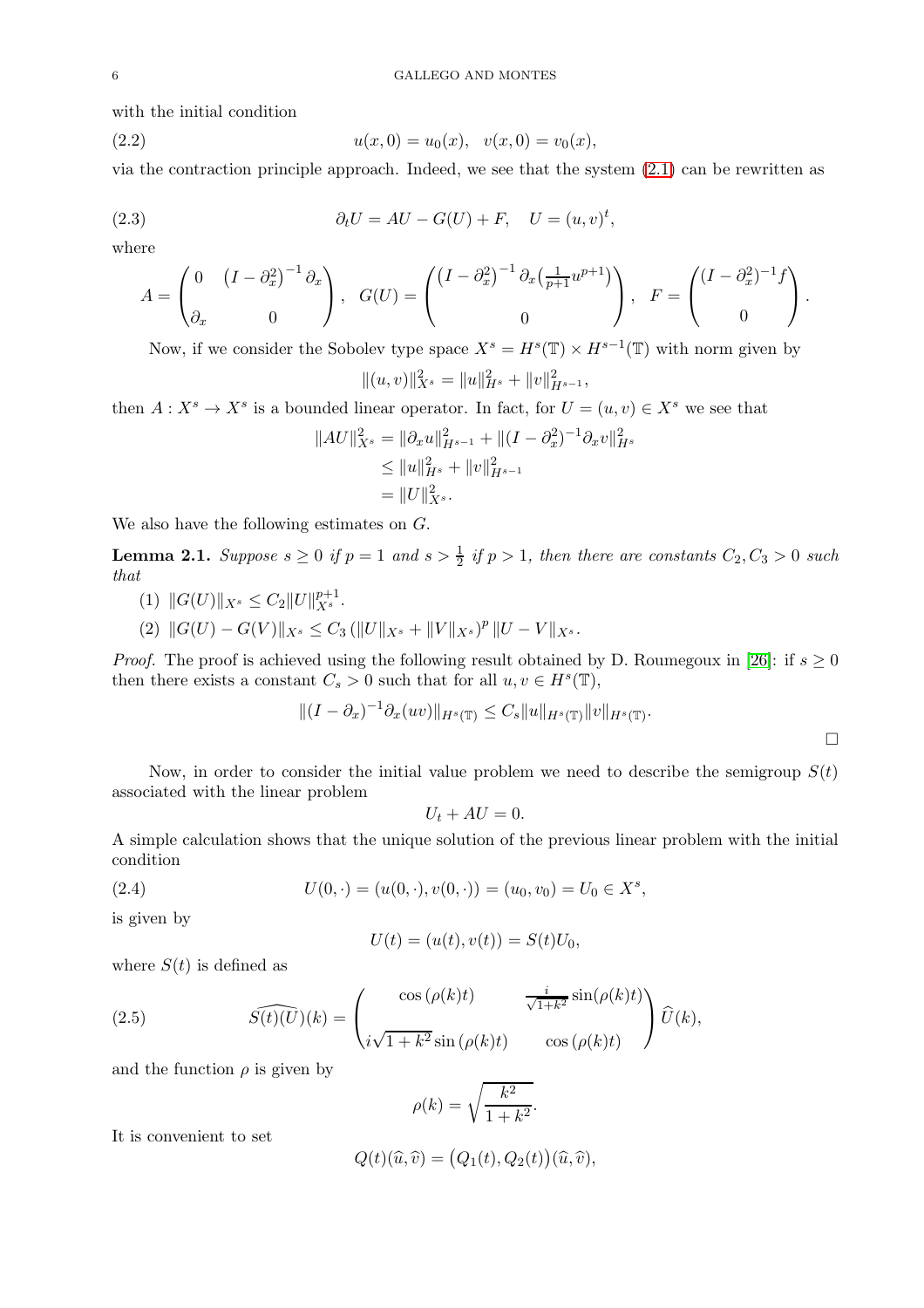with the initial condition

$$u(x,0)=u_0(x),\quad v(x,0)=v_0(x), \tag{2.2}$$

via the contraction principle approach. Indeed, we see that the system (2.1) can be rewritten as

$$\partial_t U = AU - G(U) + F,\quad U=(u,v)^t, \tag{2.3}$$

where

$$A=\begin{pmatrix}0 & \left(I-\partial_x^2\right)^{-1}\partial_x\\ \partial_x & 0\end{pmatrix},\quad G(U)=\begin{pmatrix}\left(I-\partial_x^2\right)^{-1}\partial_x\left(\frac{1}{p+1}u^{p+1}\right)\\ 0\end{pmatrix},\quad F=\begin{pmatrix}(I-\partial_x^2)^{-1}f\\ 0\end{pmatrix}.$$

Now, if we consider the Sobolev type space $X^s=H^s(\mathbb{T})\times H^{s-1}(\mathbb{T})$ with norm given by

$$\|(u,v)\|_{X^s}^2=\|u\|_{H^s}^2+\|v\|_{H^{s-1}}^2,$$

then $A: X^s\to X^s$ is a bounded linear operator. In fact, for $U=(u,v)\in X^s$ we see that

$$\begin{aligned}\|AU\|_{X^s}^2&=\|\partial_x u\|_{H^{s-1}}^2+\|(I-\partial_x^2)^{-1}\partial_x v\|_{H^s}^2\\ &\le \|u\|_{H^s}^2+\|v\|_{H^{s-1}}^2\\ &=\|U\|_{X^s}^2.\end{aligned}$$

We also have the following estimates on $G$.

**Lemma 2.1.** *Suppose $s\ge 0$ if $p=1$ and $s>\frac{1}{2}$ if $p>1$, then there are constants $C_2, C_3>0$ such that*

1. $\|G(U)\|_{X^s}\le C_2\|U\|_{X^s}^{p+1}$.
2. $\|G(U)-G(V)\|_{X^s}\le C_3\left(\|U\|_{X^s}+\|V\|_{X^s}\right)^p\|U-V\|_{X^s}$.

*Proof.* The proof is achieved using the following result obtained by D. Roumegoux in [26]: if $s\ge 0$ then there exists a constant $C_s>0$ such that for all $u,v\in H^s(\mathbb{T})$,

$$\|(I-\partial_x)^{-1}\partial_x(uv)\|_{H^s(\mathbb{T})}\le C_s\|u\|_{H^s(\mathbb{T})}\|v\|_{H^s(\mathbb{T})}.$$

□

Now, in order to consider the initial value problem we need to describe the semigroup $S(t)$ associated with the linear problem

$$U_t+AU=0.$$

A simple calculation shows that the unique solution of the previous linear problem with the initial condition

$$U(0,\cdot)=(u(0,\cdot),v(0,\cdot))=(u_0,v_0)=U_0\in X^s, \tag{2.4}$$

is given by

$$U(t)=(u(t),v(t))=S(t)U_0,$$

where $S(t)$ is defined as

$$\widehat{S(t)(U)}(k)=\begin{pmatrix}\cos\left(\rho(k)t\right) & \frac{i}{\sqrt{1+k^2}}\sin(\rho(k)t)\\ i\sqrt{1+k^2}\sin\left(\rho(k)t\right) & \cos\left(\rho(k)t\right)\end{pmatrix}\widehat{U}(k), \tag{2.5}$$

and the function $\rho$ is given by

$$\rho(k)=\sqrt{\frac{k^2}{1+k^2}}.$$

It is convenient to set

$$Q(t)(\widehat{u},\widehat{v})=\big(Q_1(t),Q_2(t)\big)(\widehat{u},\widehat{v}),$$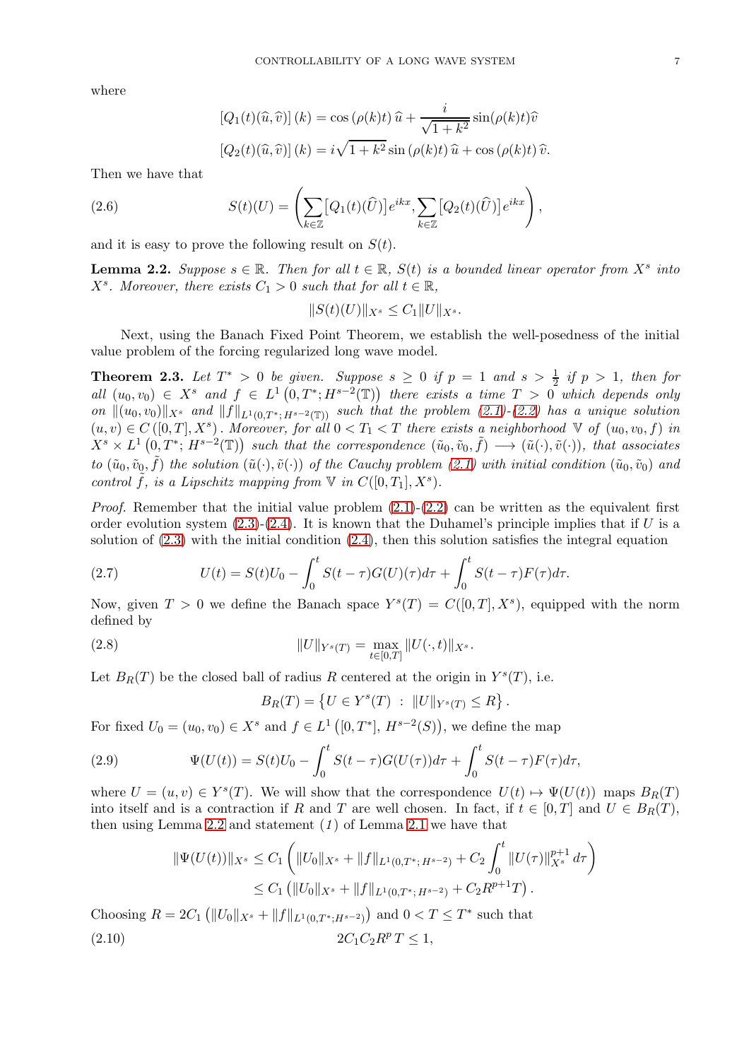where

$$[Q_1(t)(\widehat{u},\widehat{v})](k) = \cos(\rho(k)t)\,\widehat{u} + \frac{i}{\sqrt{1+k^2}}\sin(\rho(k)t)\widehat{v}$$

$$[Q_2(t)(\widehat{u},\widehat{v})](k) = i\sqrt{1+k^2}\sin(\rho(k)t)\,\widehat{u} + \cos(\rho(k)t)\,\widehat{v}.$$

Then we have that

$$S(t)(U) = \left(\sum_{k\in\mathbb{Z}}\big[Q_1(t)(\widehat{U})\big]e^{ikx}, \sum_{k\in\mathbb{Z}}\big[Q_2(t)(\widehat{U})\big]e^{ikx}\right), \tag{2.6}$$

and it is easy to prove the following result on $S(t)$.

**Lemma 2.2.** *Suppose $s \in \mathbb{R}$. Then for all $t \in \mathbb{R}$, $S(t)$ is a bounded linear operator from $X^s$ into $X^s$. Moreover, there exists $C_1 > 0$ such that for all $t \in \mathbb{R}$,*

$$\|S(t)(U)\|_{X^s} \le C_1 \|U\|_{X^s}.$$

Next, using the Banach Fixed Point Theorem, we establish the well-posedness of the initial value problem of the forcing regularized long wave model.

**Theorem 2.3.** *Let $T^* > 0$ be given. Suppose $s \ge 0$ if $p = 1$ and $s > \frac{1}{2}$ if $p > 1$, then for all $(u_0, v_0) \in X^s$ and $f \in L^1\left(0, T^*; H^{s-2}(\mathbb{T})\right)$ there exists a time $T > 0$ which depends only on $\|(u_0, v_0)\|_{X^s}$ and $\|f\|_{L^1(0,T^*;H^{s-2}(\mathbb{T}))}$ such that the problem (2.1)-(2.2) has a unique solution $(u, v) \in C([0, T], X^s)$. Moreover, for all $0 < T_1 < T$ there exists a neighborhood $\mathbb{V}$ of $(u_0, v_0, f)$ in $X^s \times L^1\left(0, T^*; H^{s-2}(\mathbb{T})\right)$ such that the correspondence $(\tilde{u}_0, \tilde{v}_0, \tilde{f}) \longrightarrow (\tilde{u}(\cdot), \tilde{v}(\cdot))$, that associates to $(\tilde{u}_0, \tilde{v}_0, \tilde{f})$ the solution $(\tilde{u}(\cdot), \tilde{v}(\cdot))$ of the Cauchy problem (2.1) with initial condition $(\tilde{u}_0, \tilde{v}_0)$ and control $\tilde{f}$, is a Lipschitz mapping from $\mathbb{V}$ in $C([0, T_1], X^s)$.*

*Proof.* Remember that the initial value problem (2.1)-(2.2) can be written as the equivalent first order evolution system (2.3)-(2.4). It is known that the Duhamel's principle implies that if $U$ is a solution of (2.3) with the initial condition (2.4), then this solution satisfies the integral equation

$$U(t) = S(t)U_0 - \int_0^t S(t-\tau)G(U)(\tau)d\tau + \int_0^t S(t-\tau)F(\tau)d\tau. \tag{2.7}$$

Now, given $T > 0$ we define the Banach space $Y^s(T) = C([0, T], X^s)$, equipped with the norm defined by

$$\|U\|_{Y^s(T)} = \max_{t\in[0,T]} \|U(\cdot, t)\|_{X^s}. \tag{2.8}$$

Let $B_R(T)$ be the closed ball of radius $R$ centered at the origin in $Y^s(T)$, i.e.

$$B_R(T) = \left\{U \in Y^s(T) \;:\; \|U\|_{Y^s(T)} \le R\right\}.$$

For fixed $U_0 = (u_0, v_0) \in X^s$ and $f \in L^1\left([0, T^*], H^{s-2}(S)\right)$, we define the map

$$\Psi(U(t)) = S(t)U_0 - \int_0^t S(t-\tau)G(U(\tau))d\tau + \int_0^t S(t-\tau)F(\tau)d\tau, \tag{2.9}$$

where $U = (u, v) \in Y^s(T)$. We will show that the correspondence $U(t) \mapsto \Psi(U(t))$ maps $B_R(T)$ into itself and is a contraction if $R$ and $T$ are well chosen. In fact, if $t \in [0, T]$ and $U \in B_R(T)$, then using Lemma 2.2 and statement (*1*) of Lemma 2.1 we have that

$$\begin{aligned}
\|\Psi(U(t))\|_{X^s} &\le C_1\left(\|U_0\|_{X^s} + \|f\|_{L^1(0,T^*;\,H^{s-2})} + C_2\int_0^t \|U(\tau)\|_{X^s}^{p+1}\, d\tau\right) \\
&\le C_1\left(\|U_0\|_{X^s} + \|f\|_{L^1(0,T^*;\,H^{s-2})} + C_2 R^{p+1} T\right).
\end{aligned}$$

Choosing $R = 2C_1\left(\|U_0\|_{X^s} + \|f\|_{L^1(0,T^*;H^{s-2})}\right)$ and $0 < T \le T^*$ such that

$$2C_1C_2R^pT \le 1, \tag{2.10}$$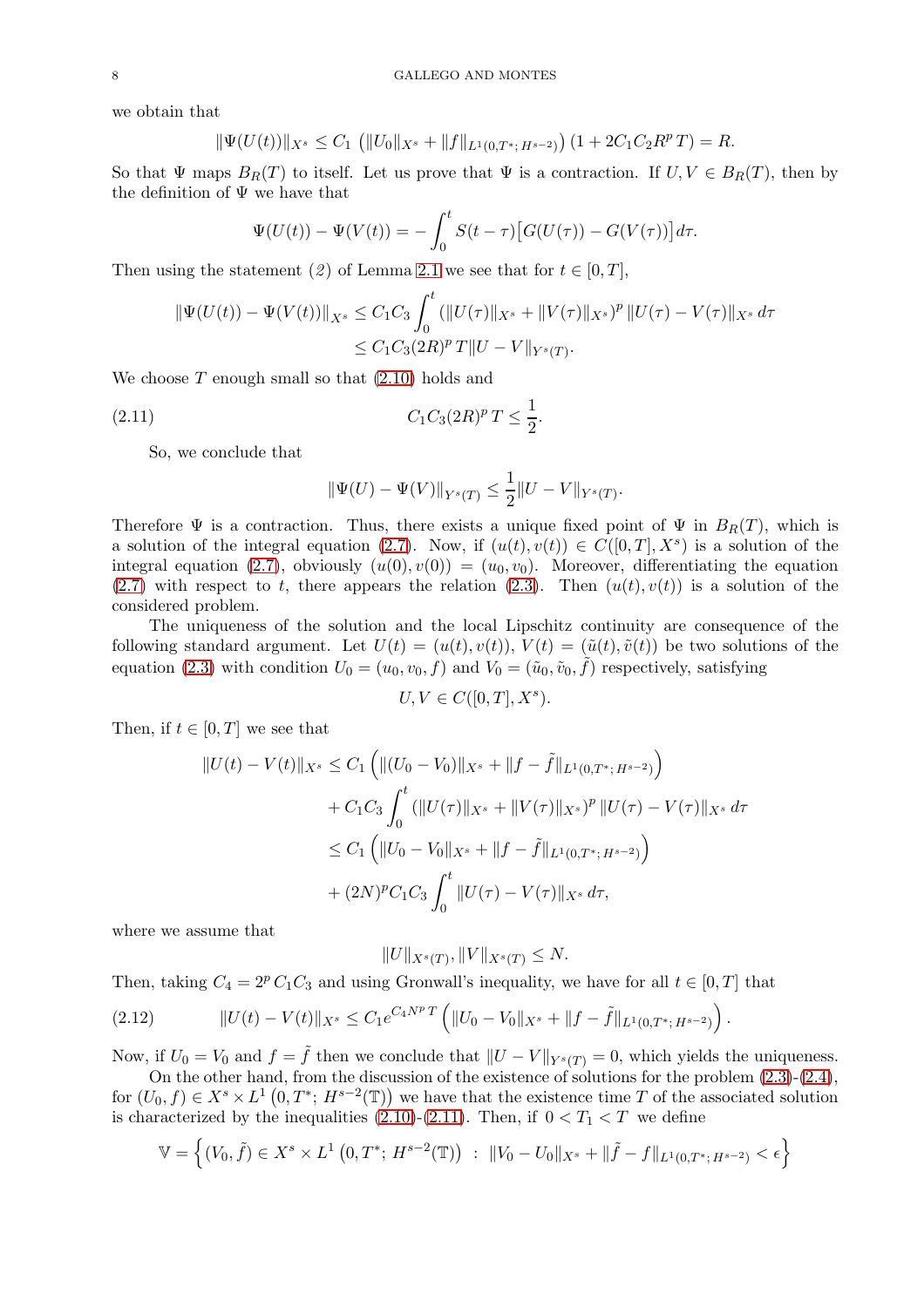we obtain that

$$\|\Psi(U(t))\|_{X^s} \leq C_1 \left(\|U_0\|_{X^s} + \|f\|_{L^1(0,T^*;\, H^{s-2})}\right)(1 + 2C_1C_2R^pT) = R.$$

So that $\Psi$ maps $B_R(T)$ to itself. Let us prove that $\Psi$ is a contraction. If $U, V \in B_R(T)$, then by the definition of $\Psi$ we have that

$$\Psi(U(t)) - \Psi(V(t)) = -\int_0^t S(t-\tau)\big[G(U(\tau)) - G(V(\tau))\big]\,d\tau.$$

Then using the statement *(2)* of Lemma 2.1 we see that for $t \in [0, T]$,

$$\begin{aligned}\|\Psi(U(t)) - \Psi(V(t))\|_{X^s} &\leq C_1C_3\int_0^t (\|U(\tau)\|_{X^s} + \|V(\tau)\|_{X^s})^p\,\|U(\tau) - V(\tau)\|_{X^s}\,d\tau\\ &\leq C_1C_3(2R)^pT\|U - V\|_{Y^s(T)}.\end{aligned}$$

We choose $T$ enough small so that (2.10) holds and

$$C_1C_3(2R)^pT \leq \frac{1}{2}. \tag{2.11}$$

So, we conclude that

$$\|\Psi(U) - \Psi(V)\|_{Y^s(T)} \leq \frac{1}{2}\|U - V\|_{Y^s(T)}.$$

Therefore $\Psi$ is a contraction. Thus, there exists a unique fixed point of $\Psi$ in $B_R(T)$, which is a solution of the integral equation (2.7). Now, if $(u(t), v(t)) \in C([0, T], X^s)$ is a solution of the integral equation (2.7), obviously $(u(0), v(0)) = (u_0, v_0)$. Moreover, differentiating the equation (2.7) with respect to $t$, there appears the relation (2.3). Then $(u(t), v(t))$ is a solution of the considered problem.

The uniqueness of the solution and the local Lipschitz continuity are consequence of the following standard argument. Let $U(t) = (u(t), v(t))$, $V(t) = (\tilde{u}(t), \tilde{v}(t))$ be two solutions of the equation (2.3) with condition $U_0 = (u_0, v_0, f)$ and $V_0 = (\tilde{u}_0, \tilde{v}_0, \tilde{f})$ respectively, satisfying

$$U, V \in C([0, T], X^s).$$

Then, if $t \in [0, T]$ we see that

$$\begin{aligned}\|U(t) - V(t)\|_{X^s} &\leq C_1\left(\|(U_0 - V_0)\|_{X^s} + \|f - \tilde{f}\|_{L^1(0,T^*;\, H^{s-2})}\right)\\ &\quad + C_1C_3\int_0^t (\|U(\tau)\|_{X^s} + \|V(\tau)\|_{X^s})^p\,\|U(\tau) - V(\tau)\|_{X^s}\,d\tau\\ &\leq C_1\left(\|U_0 - V_0\|_{X^s} + \|f - \tilde{f}\|_{L^1(0,T^*;\, H^{s-2})}\right)\\ &\quad + (2N)^pC_1C_3\int_0^t \|U(\tau) - V(\tau)\|_{X^s}\,d\tau,\end{aligned}$$

where we assume that

$$\|U\|_{X^s(T)}, \|V\|_{X^s(T)} \leq N.$$

Then, taking $C_4 = 2^p\,C_1C_3$ and using Gronwall's inequality, we have for all $t \in [0, T]$ that

$$\|U(t) - V(t)\|_{X^s} \leq C_1e^{C_4N^pT}\left(\|U_0 - V_0\|_{X^s} + \|f - \tilde{f}\|_{L^1(0,T^*;\, H^{s-2})}\right). \tag{2.12}$$

Now, if $U_0 = V_0$ and $f = \tilde{f}$ then we conclude that $\|U - V\|_{Y^s(T)} = 0$, which yields the uniqueness.

On the other hand, from the discussion of the existence of solutions for the problem (2.3)-(2.4), for $(U_0, f) \in X^s \times L^1\left(0, T^*;\, H^{s-2}(\mathbb{T})\right)$ we have that the existence time $T$ of the associated solution is characterized by the inequalities (2.10)-(2.11). Then, if $0 < T_1 < T$ we define

$$\mathbb{V} = \left\{(V_0, \tilde{f}) \in X^s \times L^1\left(0, T^*;\, H^{s-2}(\mathbb{T})\right) \;:\; \|V_0 - U_0\|_{X^s} + \|\tilde{f} - f\|_{L^1(0,T^*;\, H^{s-2})} < \epsilon\right\}$$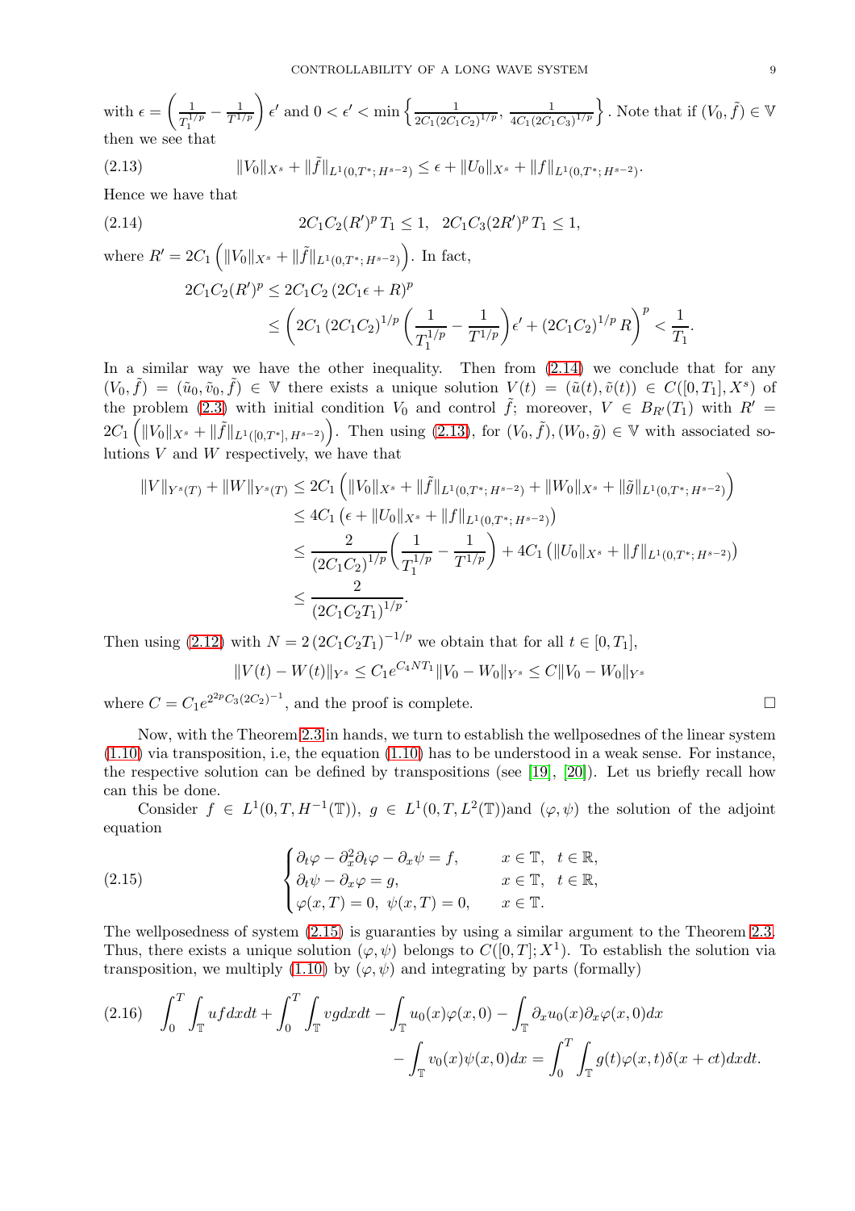with $\epsilon = \left(\frac{1}{T_1^{1/p}} - \frac{1}{T^{1/p}}\right)\epsilon'$ and $0 < \epsilon' < \min\left\{\frac{1}{2C_1(2C_1C_2)^{1/p}}, \frac{1}{4C_1(2C_1C_3)^{1/p}}\right\}$. Note that if $(V_0, \tilde{f}) \in \mathbb{V}$ then we see that

$$\|V_0\|_{X^s} + \|\tilde{f}\|_{L^1(0,T^*;H^{s-2})} \leq \epsilon + \|U_0\|_{X^s} + \|f\|_{L^1(0,T^*;H^{s-2})}. \tag{2.13}$$

Hence we have that

$$2C_1C_2(R')^pT_1 \leq 1, \quad 2C_1C_3(2R')^pT_1 \leq 1, \tag{2.14}$$

where $R' = 2C_1\left(\|V_0\|_{X^s} + \|\tilde{f}\|_{L^1(0,T^*;H^{s-2})}\right)$. In fact,

$$\begin{aligned}
2C_1C_2(R')^p &\leq 2C_1C_2\left(2C_1\epsilon + R\right)^p \\
&\leq \left(2C_1\left(2C_1C_2\right)^{1/p}\left(\frac{1}{T_1^{1/p}} - \frac{1}{T^{1/p}}\right)\epsilon' + \left(2C_1C_2\right)^{1/p}R\right)^p < \frac{1}{T_1}.
\end{aligned}$$

In a similar way we have the other inequality. Then from (2.14) we conclude that for any $(V_0, \tilde{f}) = (\tilde{u}_0, \tilde{v}_0, \tilde{f}) \in \mathbb{V}$ there exists a unique solution $V(t) = (\tilde{u}(t), \tilde{v}(t)) \in C([0,T_1], X^s)$ of the problem (2.3) with initial condition $V_0$ and control $\tilde{f}$; moreover, $V \in B_{R'}(T_1)$ with $R' = 2C_1\left(\|V_0\|_{X^s} + \|\tilde{f}\|_{L^1([0,T^*],H^{s-2})}\right)$. Then using (2.13), for $(V_0, \tilde{f}), (W_0, \tilde{g}) \in \mathbb{V}$ with associated solutions $V$ and $W$ respectively, we have that

$$\begin{aligned}
\|V\|_{Y^s(T)} + \|W\|_{Y^s(T)} &\leq 2C_1\left(\|V_0\|_{X^s} + \|\tilde{f}\|_{L^1(0,T^*;H^{s-2})} + \|W_0\|_{X^s} + \|\tilde{g}\|_{L^1(0,T^*;H^{s-2})}\right) \\
&\leq 4C_1\left(\epsilon + \|U_0\|_{X^s} + \|f\|_{L^1(0,T^*;H^{s-2})}\right) \\
&\leq \frac{2}{\left(2C_1C_2\right)^{1/p}}\left(\frac{1}{T_1^{1/p}} - \frac{1}{T^{1/p}}\right) + 4C_1\left(\|U_0\|_{X^s} + \|f\|_{L^1(0,T^*;H^{s-2})}\right) \\
&\leq \frac{2}{\left(2C_1C_2T_1\right)^{1/p}}.
\end{aligned}$$

Then using (2.12) with $N = 2\left(2C_1C_2T_1\right)^{-1/p}$ we obtain that for all $t \in [0, T_1]$,

$$\|V(t) - W(t)\|_{Y^s} \leq C_1e^{C_4NT_1}\|V_0 - W_0\|_{Y^s} \leq C\|V_0 - W_0\|_{Y^s}$$

where $C = C_1e^{2^{2p}C_3(2C_2)^{-1}}$, and the proof is complete. $\square$

Now, with the Theorem 2.3 in hands, we turn to establish the wellposednes of the linear system (1.10) via transposition, i.e, the equation (1.10) has to be understood in a weak sense. For instance, the respective solution can be defined by transpositions (see [19], [20]). Let us briefly recall how can this be done.

Consider $f \in L^1(0,T,H^{-1}(\mathbb{T}))$, $g \in L^1(0,T,L^2(\mathbb{T}))$and $(\varphi, \psi)$ the solution of the adjoint equation

$$\begin{cases}
\partial_t\varphi - \partial_x^2\partial_t\varphi - \partial_x\psi = f, & x \in \mathbb{T}, \quad t \in \mathbb{R}, \\
\partial_t\psi - \partial_x\varphi = g, & x \in \mathbb{T}, \quad t \in \mathbb{R}, \\
\varphi(x,T) = 0, \ \psi(x,T) = 0, & x \in \mathbb{T}.
\end{cases} \tag{2.15}$$

The wellposedness of system (2.15) is guaranties by using a similar argument to the Theorem 2.3. Thus, there exists a unique solution $(\varphi, \psi)$ belongs to $C([0,T]; X^1)$. To establish the solution via transposition, we multiply (1.10) by $(\varphi, \psi)$ and integrating by parts (formally)

$$\begin{aligned}
\int_0^T\int_{\mathbb{T}} ufdxdt + \int_0^T\int_{\mathbb{T}} vgdxdt - \int_{\mathbb{T}} u_0(x)\varphi(x,0) - \int_{\mathbb{T}} \partial_xu_0(x)\partial_x\varphi(x,0)dx \\
- \int_{\mathbb{T}} v_0(x)\psi(x,0)dx = \int_0^T\int_{\mathbb{T}} g(t)\varphi(x,t)\delta(x+ct)dxdt.
\end{aligned} \tag{2.16}$$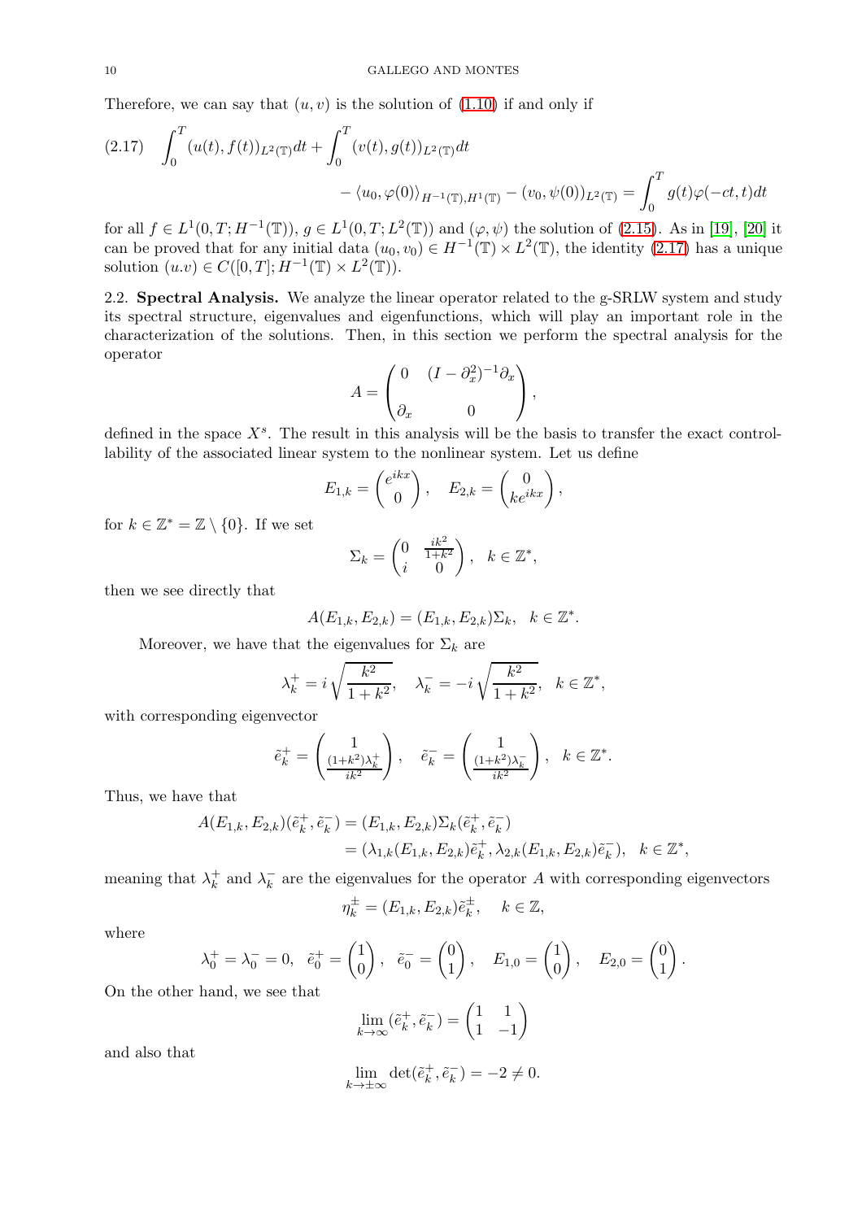Therefore, we can say that $(u, v)$ is the solution of (1.10) if and only if

$$
\begin{aligned}
(2.17) \quad \int_0^T (u(t), f(t))_{L^2(\mathbb{T})} dt + \int_0^T (v(t), g(t))_{L^2(\mathbb{T})} dt \\
- \langle u_0, \varphi(0) \rangle_{H^{-1}(\mathbb{T}), H^1(\mathbb{T})} - (v_0, \psi(0))_{L^2(\mathbb{T})} = \int_0^T g(t) \varphi(-ct, t) dt
\end{aligned}
$$

for all $f \in L^1(0, T; H^{-1}(\mathbb{T}))$, $g \in L^1(0, T; L^2(\mathbb{T}))$ and $(\varphi, \psi)$ the solution of (2.15). As in [19], [20] it can be proved that for any initial data $(u_0, v_0) \in H^{-1}(\mathbb{T}) \times L^2(\mathbb{T})$, the identity (2.17) has a unique solution $(u.v) \in C([0, T]; H^{-1}(\mathbb{T}) \times L^2(\mathbb{T}))$.

2.2. **Spectral Analysis.** We analyze the linear operator related to the g-SRLW system and study its spectral structure, eigenvalues and eigenfunctions, which will play an important role in the characterization of the solutions. Then, in this section we perform the spectral analysis for the operator

$$
A = \begin{pmatrix} 0 & (I - \partial_x^2)^{-1} \partial_x \\ \partial_x & 0 \end{pmatrix},
$$

defined in the space $X^s$. The result in this analysis will be the basis to transfer the exact controllability of the associated linear system to the nonlinear system. Let us define

$$
E_{1,k} = \begin{pmatrix} e^{ikx} \\ 0 \end{pmatrix}, \quad E_{2,k} = \begin{pmatrix} 0 \\ k e^{ikx} \end{pmatrix},
$$

for $k \in \mathbb{Z}^* = \mathbb{Z} \setminus \{0\}$. If we set

$$
\Sigma_k = \begin{pmatrix} 0 & \frac{ik^2}{1+k^2} \\ i & 0 \end{pmatrix}, \quad k \in \mathbb{Z}^*,
$$

then we see directly that

$$
A(E_{1,k}, E_{2,k}) = (E_{1,k}, E_{2,k}) \Sigma_k, \quad k \in \mathbb{Z}^*.
$$

Moreover, we have that the eigenvalues for $\Sigma_k$ are

$$
\lambda_k^+ = i \sqrt{\frac{k^2}{1+k^2}}, \quad \lambda_k^- = -i \sqrt{\frac{k^2}{1+k^2}}, \quad k \in \mathbb{Z}^*,
$$

with corresponding eigenvector

$$
\tilde{e}_k^+ = \begin{pmatrix} 1 \\ \frac{(1+k^2)\lambda_k^+}{ik^2} \end{pmatrix}, \quad \tilde{e}_k^- = \begin{pmatrix} 1 \\ \frac{(1+k^2)\lambda_k^-}{ik^2} \end{pmatrix}, \quad k \in \mathbb{Z}^*.
$$

Thus, we have that

$$
\begin{aligned}
A(E_{1,k}, E_{2,k})(\tilde{e}_k^+, \tilde{e}_k^-) &= (E_{1,k}, E_{2,k}) \Sigma_k (\tilde{e}_k^+, \tilde{e}_k^-) \\
&= (\lambda_{1,k}(E_{1,k}, E_{2,k}) \tilde{e}_k^+, \lambda_{2,k}(E_{1,k}, E_{2,k}) \tilde{e}_k^-), \quad k \in \mathbb{Z}^*,
\end{aligned}
$$

meaning that $\lambda_k^+$ and $\lambda_k^-$ are the eigenvalues for the operator $A$ with corresponding eigenvectors

$$
\eta_k^{\pm} = (E_{1,k}, E_{2,k}) \tilde{e}_k^{\pm}, \quad k \in \mathbb{Z},
$$

where

$$
\lambda_0^+ = \lambda_0^- = 0, \quad \tilde{e}_0^+ = \begin{pmatrix} 1 \\ 0 \end{pmatrix}, \quad \tilde{e}_0^- = \begin{pmatrix} 0 \\ 1 \end{pmatrix}, \quad E_{1,0} = \begin{pmatrix} 1 \\ 0 \end{pmatrix}, \quad E_{2,0} = \begin{pmatrix} 0 \\ 1 \end{pmatrix}.
$$

On the other hand, we see that

$$
\lim_{k \to \infty} (\tilde{e}_k^+, \tilde{e}_k^-) = \begin{pmatrix} 1 & 1 \\ 1 & -1 \end{pmatrix}
$$

and also that

$$
\lim_{k \to \pm\infty} \det(\tilde{e}_k^+, \tilde{e}_k^-) = -2 \neq 0.
$$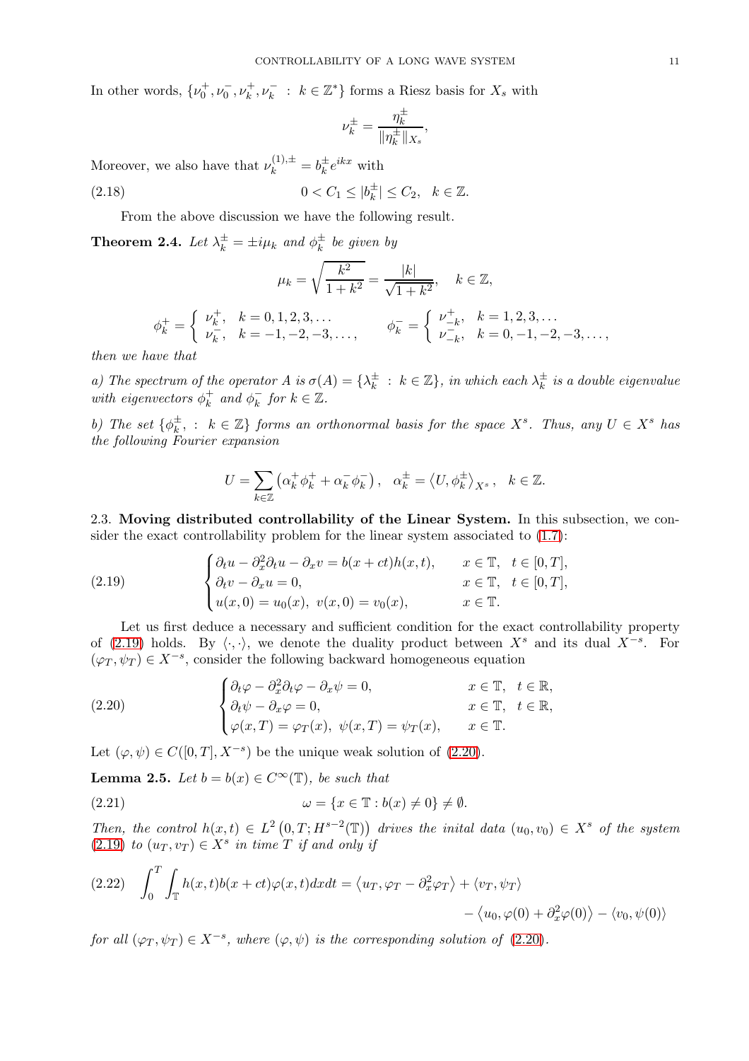In other words, $\{\nu_0^+, \nu_0^-, \nu_k^+, \nu_k^- \ : \ k \in \mathbb{Z}^*\}$ forms a Riesz basis for $X_s$ with

$$\nu_k^{\pm} = \frac{\eta_k^{\pm}}{\|\eta_k^{\pm}\|_{X_s}},$$

Moreover, we also have that $\nu_k^{(1),\pm} = b_k^{\pm} e^{ikx}$ with

$$0 < C_1 \leq |b_k^{\pm}| \leq C_2, \quad k \in \mathbb{Z}. \tag{2.18}$$

From the above discussion we have the following result.

**Theorem 2.4.** *Let $\lambda_k^{\pm} = \pm i\mu_k$ and $\phi_k^{\pm}$ be given by*

$$\mu_k = \sqrt{\frac{k^2}{1+k^2}} = \frac{|k|}{\sqrt{1+k^2}}, \quad k \in \mathbb{Z},$$

$$\phi_k^+ = \begin{cases} \nu_k^+, & k = 0, 1, 2, 3, \dots \\ \nu_k^-, & k = -1, -2, -3, \dots, \end{cases} \qquad \phi_k^- = \begin{cases} \nu_{-k}^+, & k = 1, 2, 3, \dots \\ \nu_{-k}^-, & k = 0, -1, -2, -3, \dots, \end{cases}$$

*then we have that*

*a) The spectrum of the operator $A$ is $\sigma(A) = \{\lambda_k^{\pm} \ : \ k \in \mathbb{Z}\}$, in which each $\lambda_k^{\pm}$ is a double eigenvalue with eigenvectors $\phi_k^+$ and $\phi_k^-$ for $k \in \mathbb{Z}$.*

*b) The set $\{\phi_k^{\pm}, \ : \ k \in \mathbb{Z}\}$ forms an orthonormal basis for the space $X^s$. Thus, any $U \in X^s$ has the following Fourier expansion*

$$U = \sum_{k \in \mathbb{Z}} \left(\alpha_k^+ \phi_k^+ + \alpha_k^- \phi_k^-\right), \quad \alpha_k^{\pm} = \left\langle U, \phi_k^{\pm} \right\rangle_{X^s}, \quad k \in \mathbb{Z}.$$

**2.3. Moving distributed controllability of the Linear System.** In this subsection, we consider the exact controllability problem for the linear system associated to (1.7):

$$\begin{cases} \partial_t u - \partial_x^2 \partial_t u - \partial_x v = b(x+ct)h(x,t), & x \in \mathbb{T}, \quad t \in [0,T], \\ \partial_t v - \partial_x u = 0, & x \in \mathbb{T}, \quad t \in [0,T], \\ u(x,0) = u_0(x), \ v(x,0) = v_0(x), & x \in \mathbb{T}. \end{cases} \tag{2.19}$$

Let us first deduce a necessary and sufficient condition for the exact controllability property of (2.19) holds. By $\langle \cdot, \cdot \rangle$, we denote the duality product between $X^s$ and its dual $X^{-s}$. For $(\varphi_T, \psi_T) \in X^{-s}$, consider the following backward homogeneous equation

$$\begin{cases} \partial_t \varphi - \partial_x^2 \partial_t \varphi - \partial_x \psi = 0, & x \in \mathbb{T}, \quad t \in \mathbb{R}, \\ \partial_t \psi - \partial_x \varphi = 0, & x \in \mathbb{T}, \quad t \in \mathbb{R}, \\ \varphi(x,T) = \varphi_T(x), \ \psi(x,T) = \psi_T(x), & x \in \mathbb{T}. \end{cases} \tag{2.20}$$

Let $(\varphi, \psi) \in C([0,T], X^{-s})$ be the unique weak solution of (2.20).

**Lemma 2.5.** *Let $b = b(x) \in C^{\infty}(\mathbb{T})$, be such that*

$$\omega = \{x \in \mathbb{T} : b(x) \neq 0\} \neq \emptyset. \tag{2.21}$$

*Then, the control $h(x,t) \in L^2\left(0,T; H^{s-2}(\mathbb{T})\right)$ drives the inital data $(u_0, v_0) \in X^s$ of the system (2.19) to $(u_T, v_T) \in X^s$ in time $T$ if and only if*

$$\begin{aligned} \int_0^T \int_{\mathbb{T}} h(x,t) b(x+ct) \varphi(x,t) dx dt = \left\langle u_T, \varphi_T - \partial_x^2 \varphi_T \right\rangle + \langle v_T, \psi_T \rangle \\ - \left\langle u_0, \varphi(0) + \partial_x^2 \varphi(0) \right\rangle - \langle v_0, \psi(0) \rangle \end{aligned} \tag{2.22}$$

*for all $(\varphi_T, \psi_T) \in X^{-s}$, where $(\varphi, \psi)$ is the corresponding solution of (2.20).*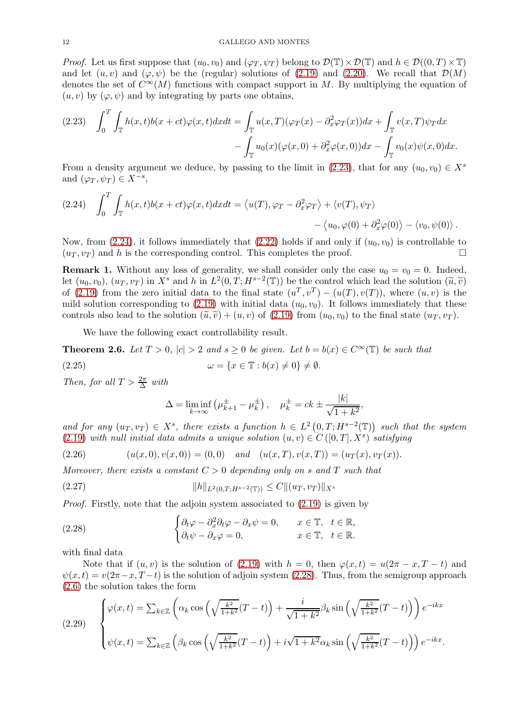*Proof.* Let us first suppose that $(u_0, v_0)$ and $(\varphi_T, \psi_T)$ belong to $\mathcal{D}(\mathbb{T}) \times \mathcal{D}(\mathbb{T})$ and $h \in \mathcal{D}((0,T) \times \mathbb{T})$ and let $(u, v)$ and $(\varphi, \psi)$ be the (regular) solutions of (2.19) and (2.20). We recall that $\mathcal{D}(M)$ denotes the set of $C^\infty(M)$ functions with compact support in $M$. By multiplying the equation of $(u, v)$ by $(\varphi, \psi)$ and by integrating by parts one obtains,

$$
\begin{aligned}
(2.23) \quad \int_0^T \int_{\mathbb{T}} h(x,t) b(x+ct) \varphi(x,t) dx dt &= \int_{\mathbb{T}} u(x,T)(\varphi_T(x) - \partial_x^2 \varphi_T(x)) dx + \int_{\mathbb{T}} v(x,T) \psi_T dx \\
&\quad - \int_{\mathbb{T}} u_0(x)(\varphi(x,0) + \partial_x^2 \varphi(x,0)) dx - \int_{\mathbb{T}} v_0(x) \psi(x,0) dx.
\end{aligned}
$$

From a density argument we deduce, by passing to the limit in (2.23), that for any $(u_0, v_0) \in X^s$ and $(\varphi_T, \psi_T) \in X^{-s}$,

$$
\begin{aligned}
(2.24) \quad \int_0^T \int_{\mathbb{T}} h(x,t) b(x+ct) \varphi(x,t) dx dt &= \left\langle u(T), \varphi_T - \partial_x^2 \varphi_T \right\rangle + \left\langle v(T), \psi_T \right\rangle \\
&\quad - \left\langle u_0, \varphi(0) + \partial_x^2 \varphi(0) \right\rangle - \left\langle v_0, \psi(0) \right\rangle.
\end{aligned}
$$

Now, from (2.24), it follows immediately that (2.22) holds if and only if $(u_0, v_0)$ is controllable to $(u_T, v_T)$ and $h$ is the corresponding control. This completes the proof. $\square$

**Remark 1.** Without any loss of generality, we shall consider only the case $u_0 = v_0 = 0$. Indeed, let $(u_0, v_0)$, $(u_T, v_T)$ in $X^s$ and $h$ in $L^2(0,T; H^{s-2}(\mathbb{T}))$ be the control which lead the solution $(\widetilde{u}, \widetilde{v})$ of (2.19) from the zero initial data to the final state $(u^T, v^T) - (u(T), v(T))$, where $(u, v)$ is the mild solution corresponding to (2.19) with initial data $(u_0, v_0)$. It follows immediately that these controls also lead to the solution $(\widetilde{u}, \widetilde{v}) + (u, v)$ of (2.19) from $(u_0, v_0)$ to the final state $(u_T, v_T)$.

We have the following exact controllability result.

**Theorem 2.6.** *Let $T > 0$, $|c| > 2$ and $s \geq 0$ be given. Let $b = b(x) \in C^\infty(\mathbb{T})$ be such that*

$$
(2.25) \qquad \omega = \{x \in \mathbb{T} : b(x) \neq 0\} \neq \emptyset.
$$

*Then, for all $T > \frac{2\pi}{\Delta}$ with*

$$
\Delta = \liminf_{k \to \infty} \left( \mu_{k+1}^{\pm} - \mu_k^{\pm} \right), \quad \mu_k^{\pm} = ck \pm \frac{|k|}{\sqrt{1+k^2}},
$$

*and for any $(u_T, v_T) \in X^s$, there exists a function $h \in L^2\left(0,T; H^{s-2}(\mathbb{T})\right)$ such that the system (2.19) with null initial data admits a unique solution $(u, v) \in C\left([0,T], X^s\right)$ satisfying*

$$
(2.26) \qquad (u(x,0), v(x,0)) = (0,0) \quad \text{and} \quad (u(x,T), v(x,T)) = (u_T(x), v_T(x)).
$$

*Moreover, there exists a constant $C > 0$ depending only on $s$ and $T$ such that*

$$
(2.27) \qquad \|h\|_{L^2(0,T;H^{s-2}(\mathbb{T}))} \leq C \|(u_T, v_T)\|_{X^s}
$$

*Proof.* Firstly, note that the adjoin system associated to (2.19) is given by

$$
(2.28) \qquad \begin{cases} \partial_t \varphi - \partial_x^2 \partial_t \varphi - \partial_x \psi = 0, & x \in \mathbb{T}, \quad t \in \mathbb{R}, \\ \partial_t \psi - \partial_x \varphi = 0, & x \in \mathbb{T}, \quad t \in \mathbb{R}. \end{cases}
$$

with final data

Note that if $(u, v)$ is the solution of (2.19) with $h = 0$, then $\varphi(x,t) = u(2\pi - x, T - t)$ and $\psi(x,t) = v(2\pi - x, T - t)$ is the solution of adjoin system (2.28). Thus, from the semigroup approach (2.6) the solution takes the form

$$
(2.29) \qquad \begin{cases} \varphi(x,t) = \sum_{k \in \mathbb{Z}} \left( \alpha_k \cos\left( \sqrt{\frac{k^2}{1+k^2}} (T-t) \right) + \dfrac{i}{\sqrt{1+k^2}} \beta_k \sin\left( \sqrt{\frac{k^2}{1+k^2}} (T-t) \right) \right) e^{-ikx} \\[2ex] \psi(x,t) = \sum_{k \in \mathbb{Z}} \left( \beta_k \cos\left( \sqrt{\frac{k^2}{1+k^2}} (T-t) \right) + i\sqrt{1+k^2} \alpha_k \sin\left( \sqrt{\frac{k^2}{1+k^2}} (T-t) \right) \right) e^{-ikx}. \end{cases}
$$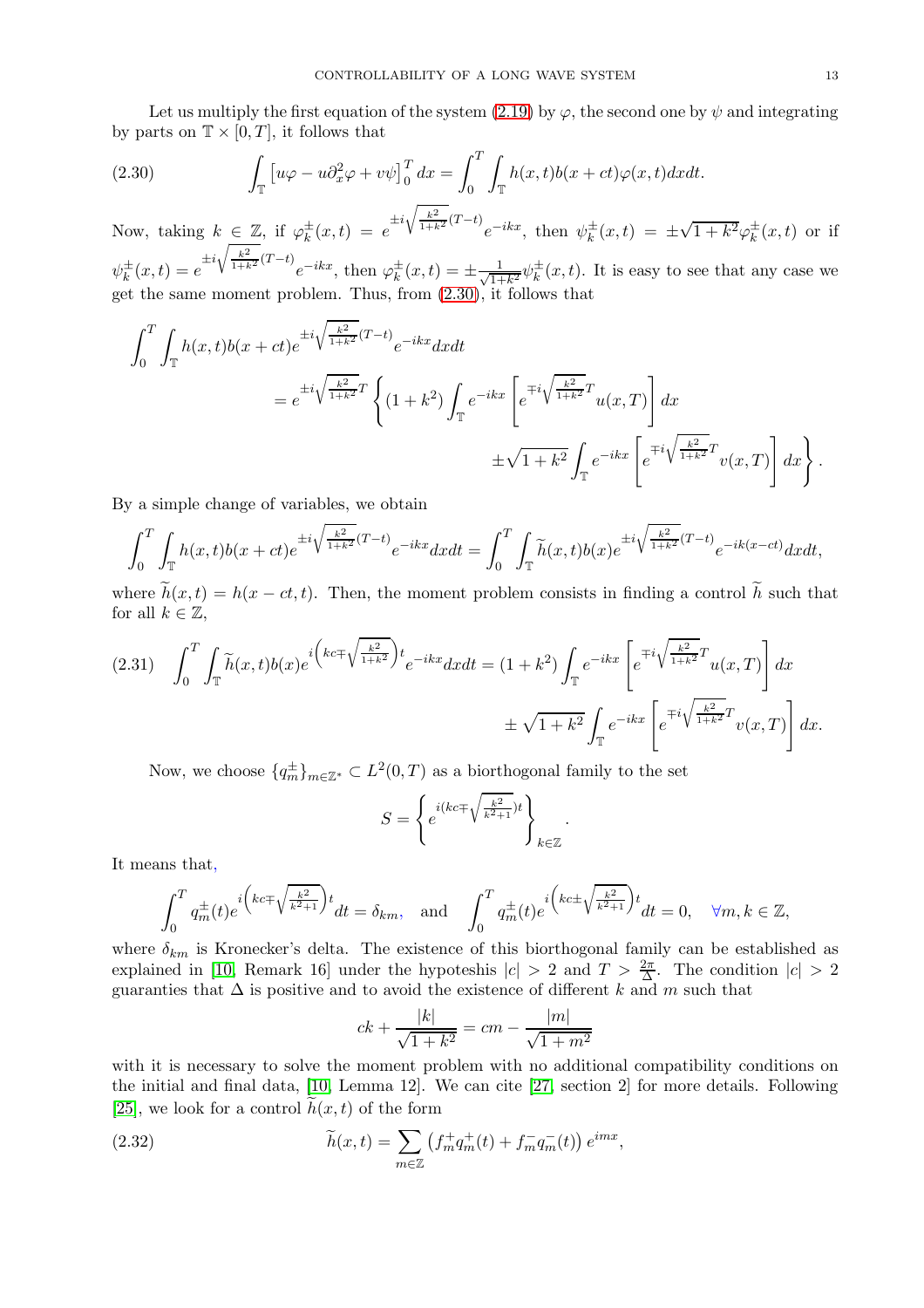Let us multiply the first equation of the system (2.19) by $\varphi$, the second one by $\psi$ and integrating by parts on $\mathbb{T}\times[0,T]$, it follows that

$$\int_{\mathbb{T}} \left[u\varphi - u\partial_x^2\varphi + v\psi\right]_0^T dx = \int_0^T\int_{\mathbb{T}} h(x,t)b(x+ct)\varphi(x,t)dxdt. \tag{2.30}$$

Now, taking $k\in\mathbb{Z}$, if $\varphi_k^{\pm}(x,t) = e^{\pm i\sqrt{\frac{k^2}{1+k^2}}(T-t)}e^{-ikx}$, then $\psi_k^{\pm}(x,t) = \pm\sqrt{1+k^2}\varphi_k^{\pm}(x,t)$ or if $\psi_k^{\pm}(x,t) = e^{\pm i\sqrt{\frac{k^2}{1+k^2}}(T-t)}e^{-ikx}$, then $\varphi_k^{\pm}(x,t) = \pm\frac{1}{\sqrt{1+k^2}}\psi_k^{\pm}(x,t)$. It is easy to see that any case we get the same moment problem. Thus, from (2.30), it follows that

$$\begin{aligned}
\int_0^T\int_{\mathbb{T}} h(x,t)b(x+ct)&e^{\pm i\sqrt{\frac{k^2}{1+k^2}}(T-t)}e^{-ikx}dxdt \\
&= e^{\pm i\sqrt{\frac{k^2}{1+k^2}}T}\left\{(1+k^2)\int_{\mathbb{T}} e^{-ikx}\left[e^{\mp i\sqrt{\frac{k^2}{1+k^2}}T}u(x,T)\right]dx\right. \\
&\qquad\left. \pm\sqrt{1+k^2}\int_{\mathbb{T}} e^{-ikx}\left[e^{\mp i\sqrt{\frac{k^2}{1+k^2}}T}v(x,T)\right]dx\right\}.
\end{aligned}$$

By a simple change of variables, we obtain

$$\int_0^T\int_{\mathbb{T}} h(x,t)b(x+ct)e^{\pm i\sqrt{\frac{k^2}{1+k^2}}(T-t)}e^{-ikx}dxdt = \int_0^T\int_{\mathbb{T}} \widetilde{h}(x,t)b(x)e^{\pm i\sqrt{\frac{k^2}{1+k^2}}(T-t)}e^{-ik(x-ct)}dxdt,$$

where $\widetilde{h}(x,t) = h(x-ct,t)$. Then, the moment problem consists in finding a control $\widetilde{h}$ such that for all $k\in\mathbb{Z}$,

$$\begin{aligned}
\int_0^T\int_{\mathbb{T}} \widetilde{h}(x,t)b(x)e^{i\left(kc\mp\sqrt{\frac{k^2}{1+k^2}}\right)t}e^{-ikx}dxdt &= (1+k^2)\int_{\mathbb{T}} e^{-ikx}\left[e^{\mp i\sqrt{\frac{k^2}{1+k^2}}T}u(x,T)\right]dx \\
&\quad\pm\sqrt{1+k^2}\int_{\mathbb{T}} e^{-ikx}\left[e^{\mp i\sqrt{\frac{k^2}{1+k^2}}T}v(x,T)\right]dx.
\end{aligned}\tag{2.31}$$

Now, we choose $\{q_m^{\pm}\}_{m\in\mathbb{Z}^*}\subset L^2(0,T)$ as a biorthogonal family to the set

$$S = \left\{e^{i(kc\mp\sqrt{\frac{k^2}{k^2+1}})t}\right\}_{k\in\mathbb{Z}}.$$

It means that,

$$\int_0^T q_m^{\pm}(t)e^{i\left(kc\mp\sqrt{\frac{k^2}{k^2+1}}\right)t}dt = \delta_{km}, \quad \text{and} \quad \int_0^T q_m^{\pm}(t)e^{i\left(kc\pm\sqrt{\frac{k^2}{k^2+1}}\right)t}dt = 0, \quad \forall m,k\in\mathbb{Z},$$

where $\delta_{km}$ is Kronecker's delta. The existence of this biorthogonal family can be established as explained in [10, Remark 16] under the hypoteshis $|c|>2$ and $T>\frac{2\pi}{\Delta}$. The condition $|c|>2$ guaranties that $\Delta$ is positive and to avoid the existence of different $k$ and $m$ such that

$$ck + \frac{|k|}{\sqrt{1+k^2}} = cm - \frac{|m|}{\sqrt{1+m^2}}$$

with it is necessary to solve the moment problem with no additional compatibility conditions on the initial and final data, [10, Lemma 12]. We can cite [27, section 2] for more details. Following [25], we look for a control $\widetilde{h}(x,t)$ of the form

$$\widetilde{h}(x,t) = \sum_{m\in\mathbb{Z}}\left(f_m^+q_m^+(t) + f_m^-q_m^-(t)\right)e^{imx}, \tag{2.32}$$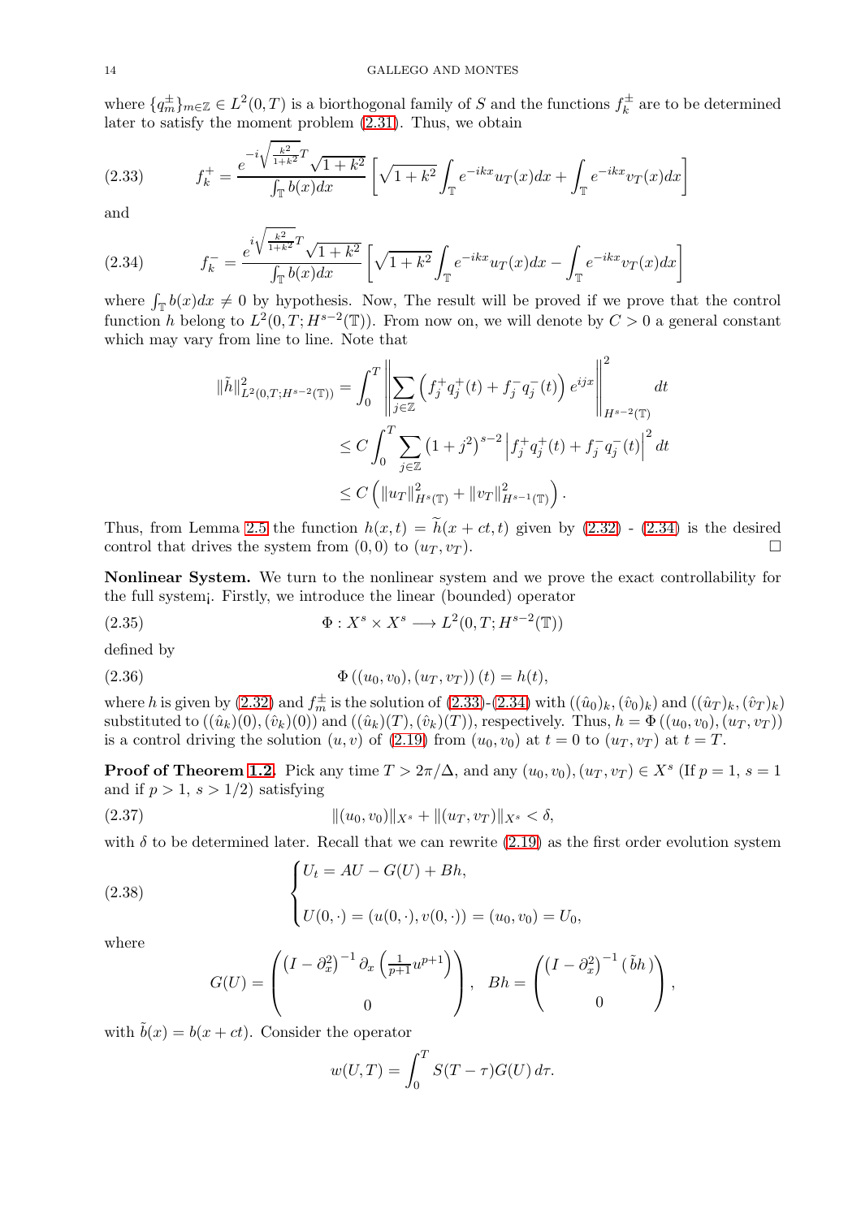where $\{q_m^\pm\}_{m\in\mathbb{Z}} \in L^2(0,T)$ is a biorthogonal family of $S$ and the functions $f_k^\pm$ are to be determined later to satisfy the moment problem (2.31). Thus, we obtain

$$
f_k^+ = \frac{e^{-i\sqrt{\frac{k^2}{1+k^2}}T}\sqrt{1+k^2}}{\int_{\mathbb{T}} b(x)dx}\left[\sqrt{1+k^2}\int_{\mathbb{T}} e^{-ikx}u_T(x)dx + \int_{\mathbb{T}} e^{-ikx}v_T(x)dx\right] \tag{2.33}
$$

and

$$
f_k^- = \frac{e^{i\sqrt{\frac{k^2}{1+k^2}}T}\sqrt{1+k^2}}{\int_{\mathbb{T}} b(x)dx}\left[\sqrt{1+k^2}\int_{\mathbb{T}} e^{-ikx}u_T(x)dx - \int_{\mathbb{T}} e^{-ikx}v_T(x)dx\right] \tag{2.34}
$$

where $\int_{\mathbb{T}} b(x)dx \neq 0$ by hypothesis. Now, The result will be proved if we prove that the control function $h$ belong to $L^2(0,T;H^{s-2}(\mathbb{T}))$. From now on, we will denote by $C>0$ a general constant which may vary from line to line. Note that

$$
\begin{aligned}
\|\tilde{h}\|^2_{L^2(0,T;H^{s-2}(\mathbb{T}))} &= \int_0^T \left\| \sum_{j\in\mathbb{Z}} \left(f_j^+ q_j^+(t) + f_j^- q_j^-(t)\right) e^{ijx}\right\|^2_{H^{s-2}(\mathbb{T})} dt \\
&\leq C\int_0^T \sum_{j\in\mathbb{Z}} \left(1+j^2\right)^{s-2}\left|f_j^+ q_j^+(t) + f_j^- q_j^-(t)\right|^2 dt \\
&\leq C\left(\|u_T\|^2_{H^s(\mathbb{T})} + \|v_T\|^2_{H^{s-1}(\mathbb{T})}\right).
\end{aligned}
$$

Thus, from Lemma 2.5 the function $h(x,t) = \widetilde{h}(x+ct,t)$ given by (2.32) - (2.34) is the desired control that drives the system from $(0,0)$ to $(u_T, v_T)$. □

**Nonlinear System.** We turn to the nonlinear system and we prove the exact controllability for the full system¡. Firstly, we introduce the linear (bounded) operator

$$
\Phi : X^s \times X^s \longrightarrow L^2(0,T;H^{s-2}(\mathbb{T})) \tag{2.35}
$$

defined by

$$
\Phi\left((u_0,v_0),(u_T,v_T)\right)(t) = h(t), \tag{2.36}
$$

where $h$ is given by (2.32) and $f_m^\pm$ is the solution of (2.33)-(2.34) with $((\hat{u}_0)_k, (\hat{v}_0)_k)$ and $((\hat{u}_T)_k, (\hat{v}_T)_k)$ substituted to $((\hat{u}_k)(0), (\hat{v}_k)(0))$ and $((\hat{u}_k)(T), (\hat{v}_k)(T))$, respectively. Thus, $h = \Phi\left((u_0,v_0),(u_T,v_T)\right)$ is a control driving the solution $(u,v)$ of (2.19) from $(u_0,v_0)$ at $t=0$ to $(u_T,v_T)$ at $t=T$.

**Proof of Theorem 1.2.** Pick any time $T > 2\pi/\Delta$, and any $(u_0,v_0),(u_T,v_T) \in X^s$ (If $p=1$, $s=1$ and if $p>1$, $s>1/2$) satisfying

$$
\|(u_0,v_0)\|_{X^s} + \|(u_T,v_T)\|_{X^s} < \delta, \tag{2.37}
$$

with $\delta$ to be determined later. Recall that we can rewrite (2.19) as the first order evolution system

$$
\begin{cases}
U_t = AU - G(U) + Bh, \\
\\
U(0,\cdot) = (u(0,\cdot), v(0,\cdot)) = (u_0,v_0) = U_0,
\end{cases} \tag{2.38}
$$

where

$$
G(U) = \begin{pmatrix} \left(I-\partial_x^2\right)^{-1}\partial_x\left(\frac{1}{p+1}u^{p+1}\right) \\ \\ 0 \end{pmatrix}, \quad Bh = \begin{pmatrix} \left(I-\partial_x^2\right)^{-1}(\tilde{b}h) \\ \\ 0 \end{pmatrix},
$$

with $\tilde{b}(x) = b(x+ct)$. Consider the operator

$$
w(U,T) = \int_0^T S(T-\tau)G(U)\,d\tau.
$$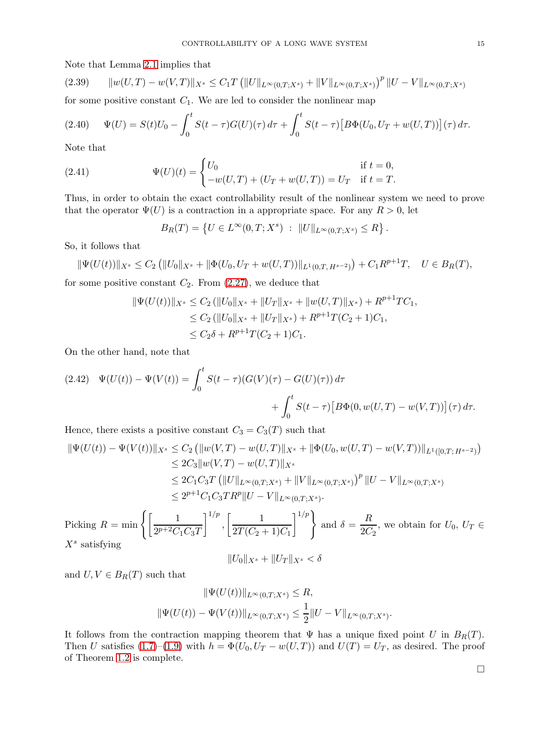Note that Lemma 2.1 implies that

$$\|w(U,T) - w(V,T)\|_{X^s} \leq C_1 T \left(\|U\|_{L^\infty(0,T;X^s)} + \|V\|_{L^\infty(0,T;X^s)}\right)^p \|U - V\|_{L^\infty(0,T;X^s)} \tag{2.39}$$

for some positive constant $C_1$. We are led to consider the nonlinear map

$$\Psi(U) = S(t)U_0 - \int_0^t S(t-\tau)G(U)(\tau)\,d\tau + \int_0^t S(t-\tau)\big[B\Phi(U_0, U_T + w(U,T))\big](\tau)\,d\tau. \tag{2.40}$$

Note that

$$\Psi(U)(t) = \begin{cases} U_0 & \text{if } t = 0, \\ -w(U,T) + (U_T + w(U,T)) = U_T & \text{if } t = T. \end{cases} \tag{2.41}$$

Thus, in order to obtain the exact controllability result of the nonlinear system we need to prove that the operator $\Psi(U)$ is a contraction in a appropriate space. For any $R > 0$, let

$$B_R(T) = \left\{U \in L^\infty(0,T;X^s) \ : \ \|U\|_{L^\infty(0,T;X^s)} \leq R\right\}.$$

So, it follows that

$$\|\Psi(U(t))\|_{X^s} \leq C_2 \left(\|U_0\|_{X^s} + \|\Phi(U_0, U_T + w(U,T))\|_{L^1(0,T,H^{s-2})}\right) + C_1 R^{p+1} T, \quad U \in B_R(T),$$

for some positive constant $C_2$. From (2.27), we deduce that

$$\begin{aligned}
\|\Psi(U(t))\|_{X^s} &\leq C_2 \left(\|U_0\|_{X^s} + \|U_T\|_{X^s} + \|w(U,T)\|_{X^s}\right) + R^{p+1} T C_1, \\
&\leq C_2 \left(\|U_0\|_{X^s} + \|U_T\|_{X^s}\right) + R^{p+1} T (C_2 + 1) C_1, \\
&\leq C_2 \delta + R^{p+1} T (C_2 + 1) C_1.
\end{aligned}$$

On the other hand, note that

$$\begin{aligned}
\Psi(U(t)) - \Psi(V(t)) = &\int_0^t S(t-\tau)(G(V)(\tau) - G(U)(\tau))\,d\tau \\
&+ \int_0^t S(t-\tau)\big[B\Phi(0, w(U,T) - w(V,T))\big](\tau)\,d\tau.
\end{aligned} \tag{2.42}$$

Hence, there exists a positive constant $C_3 = C_3(T)$ such that

$$\begin{aligned}
\|\Psi(U(t)) - \Psi(V(t))\|_{X^s} &\leq C_2 \left(\|w(V,T) - w(U,T)\|_{X^s} + \|\Phi(U_0, w(U,T) - w(V,T))\|_{L^1([0,T;H^{s-2})}\right) \\
&\leq 2C_3 \|w(V,T) - w(U,T)\|_{X^s} \\
&\leq 2C_1 C_3 T \left(\|U\|_{L^\infty(0,T;X^s)} + \|V\|_{L^\infty(0,T;X^s)}\right)^p \|U - V\|_{L^\infty(0,T;X^s)} \\
&\leq 2^{p+1} C_1 C_3 T R^p \|U - V\|_{L^\infty(0,T;X^s)}.
\end{aligned}$$

Picking $R = \min\left\{\left[\dfrac{1}{2^{p+2}C_1C_3T}\right]^{1/p}, \left[\dfrac{1}{2T(C_2+1)C_1}\right]^{1/p}\right\}$ and $\delta = \dfrac{R}{2C_2}$, we obtain for $U_0$, $U_T \in X^s$ satisfying

$$\|U_0\|_{X^s} + \|U_T\|_{X^s} < \delta$$

and $U, V \in B_R(T)$ such that

$$\begin{aligned}
\|\Psi(U(t))\|_{L^\infty(0,T;X^s)} &\leq R, \\
\|\Psi(U(t)) - \Psi(V(t))\|_{L^\infty(0,T;X^s)} &\leq \frac{1}{2}\|U - V\|_{L^\infty(0,T;X^s)}.
\end{aligned}$$

It follows from the contraction mapping theorem that $\Psi$ has a unique fixed point $U$ in $B_R(T)$. Then $U$ satisfies (1.7)–(1.9) with $h = \Phi(U_0, U_T - w(U,T))$ and $U(T) = U_T$, as desired. The proof of Theorem 1.2 is complete.

□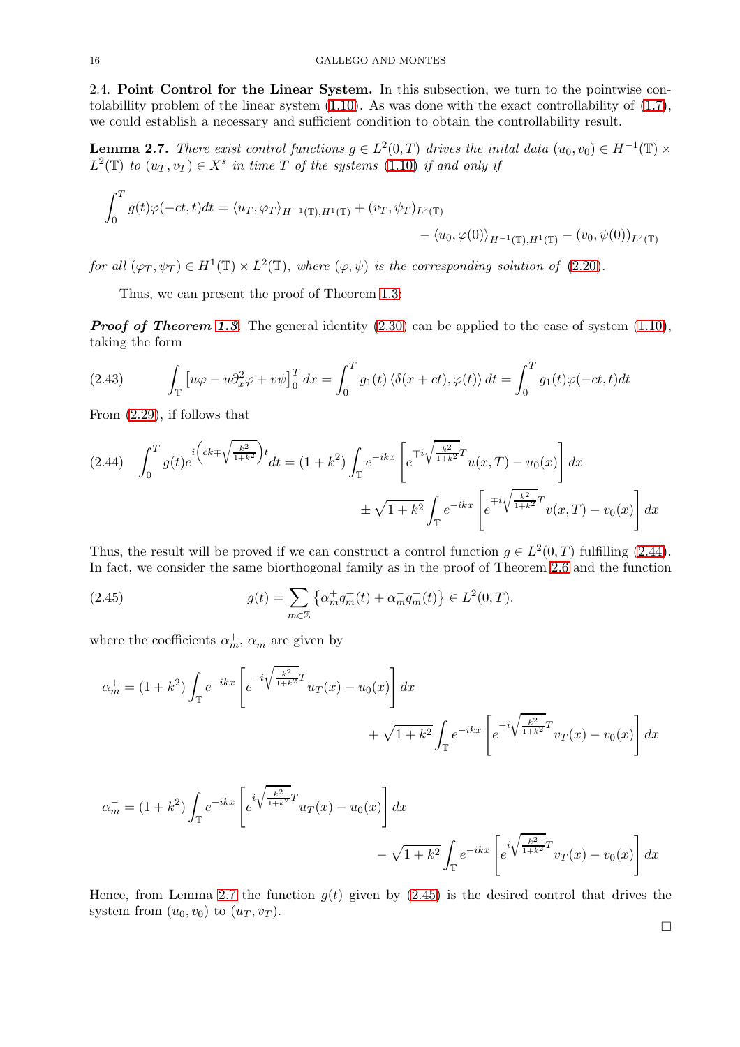2.4. **Point Control for the Linear System.** In this subsection, we turn to the pointwise contolabillity problem of the linear system (1.10). As was done with the exact controllability of (1.7), we could establish a necessary and sufficient condition to obtain the controllability result.

**Lemma 2.7.** *There exist control functions $g \in L^2(0,T)$ drives the inital data $(u_0, v_0) \in H^{-1}(\mathbb{T}) \times L^2(\mathbb{T})$ to $(u_T, v_T) \in X^s$ in time $T$ of the systems (1.10) if and only if*

$$\int_0^T g(t)\varphi(-ct,t)dt = \langle u_T, \varphi_T\rangle_{H^{-1}(\mathbb{T}),H^1(\mathbb{T})} + (v_T, \psi_T)_{L^2(\mathbb{T})} - \langle u_0, \varphi(0)\rangle_{H^{-1}(\mathbb{T}),H^1(\mathbb{T})} - (v_0, \psi(0))_{L^2(\mathbb{T})}$$

*for all $(\varphi_T, \psi_T) \in H^1(\mathbb{T}) \times L^2(\mathbb{T})$, where $(\varphi, \psi)$ is the corresponding solution of (2.20).*

Thus, we can present the proof of Theorem 1.3:

***Proof of Theorem 1.3.*** The general identity (2.30) can be applied to the case of system (1.10), taking the form

$$\int_{\mathbb{T}} \left[u\varphi - u\partial_x^2\varphi + v\psi\right]_0^T dx = \int_0^T g_1(t)\left\langle \delta(x+ct), \varphi(t)\right\rangle dt = \int_0^T g_1(t)\varphi(-ct,t)dt \tag{2.43}$$

From (2.29), if follows that

$$\int_0^T g(t)e^{i\left(ck\mp\sqrt{\frac{k^2}{1+k^2}}\right)t}dt = (1+k^2)\int_{\mathbb{T}} e^{-ikx}\left[e^{\mp i\sqrt{\frac{k^2}{1+k^2}}T}u(x,T) - u_0(x)\right]dx \pm \sqrt{1+k^2}\int_{\mathbb{T}} e^{-ikx}\left[e^{\mp i\sqrt{\frac{k^2}{1+k^2}}T}v(x,T) - v_0(x)\right]dx \tag{2.44}$$

Thus, the result will be proved if we can construct a control function $g \in L^2(0,T)$ fulfilling (2.44). In fact, we consider the same biorthogonal family as in the proof of Theorem 2.6 and the function

$$g(t) = \sum_{m\in\mathbb{Z}} \left\{\alpha_m^+ q_m^+(t) + \alpha_m^- q_m^-(t)\right\} \in L^2(0,T). \tag{2.45}$$

where the coefficients $\alpha_m^+$, $\alpha_m^-$ are given by

$$\alpha_m^+ = (1+k^2)\int_{\mathbb{T}} e^{-ikx}\left[e^{-i\sqrt{\frac{k^2}{1+k^2}}T}u_T(x) - u_0(x)\right]dx + \sqrt{1+k^2}\int_{\mathbb{T}} e^{-ikx}\left[e^{-i\sqrt{\frac{k^2}{1+k^2}}T}v_T(x) - v_0(x)\right]dx$$

$$\alpha_m^- = (1+k^2)\int_{\mathbb{T}} e^{-ikx}\left[e^{i\sqrt{\frac{k^2}{1+k^2}}T}u_T(x) - u_0(x)\right]dx - \sqrt{1+k^2}\int_{\mathbb{T}} e^{-ikx}\left[e^{i\sqrt{\frac{k^2}{1+k^2}}T}v_T(x) - v_0(x)\right]dx$$

Hence, from Lemma 2.7 the function $g(t)$ given by (2.45) is the desired control that drives the system from $(u_0, v_0)$ to $(u_T, v_T)$.

□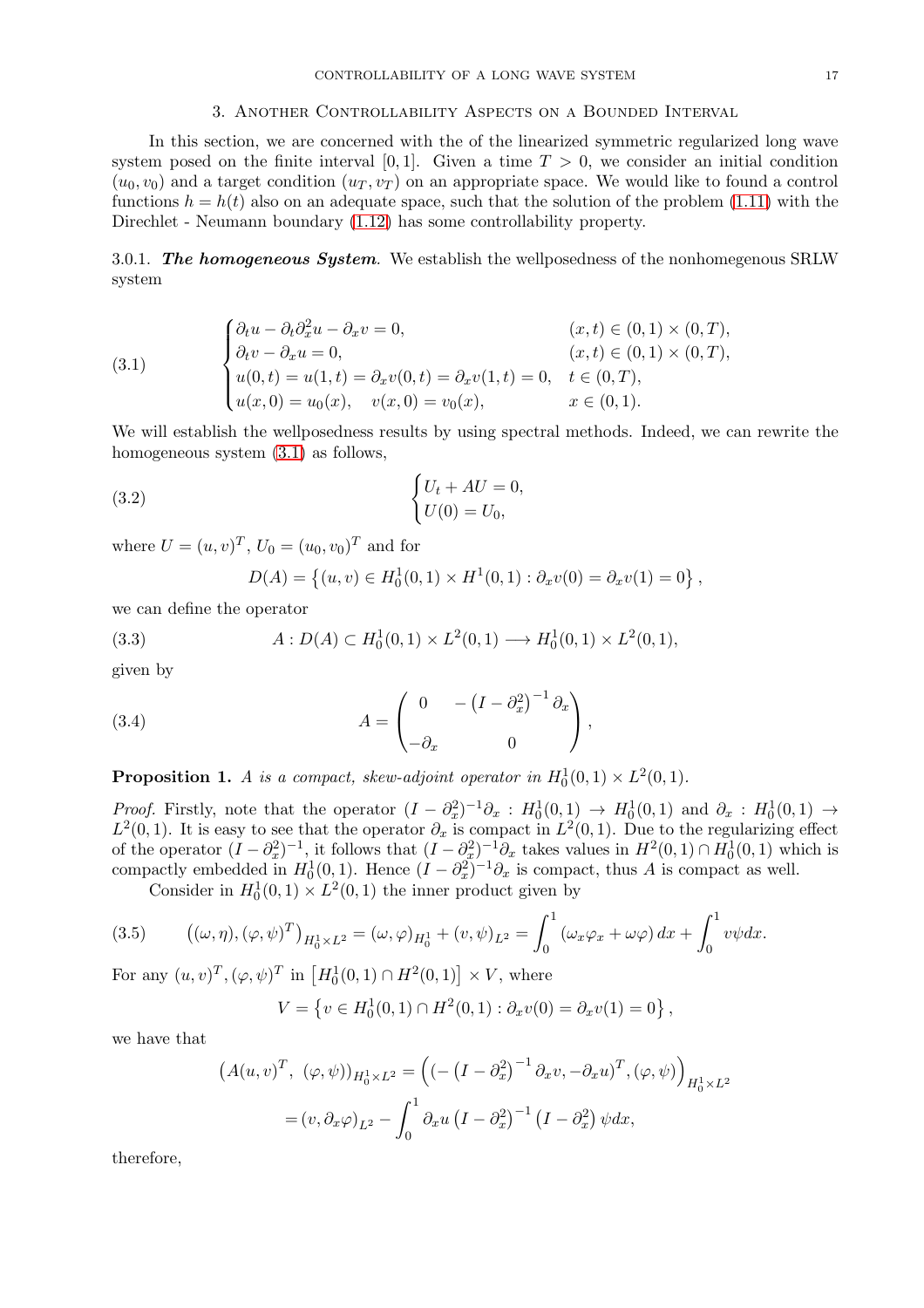## 3. Another Controllability Aspects on a Bounded Interval

In this section, we are concerned with the of the linearized symmetric regularized long wave system posed on the finite interval $[0, 1]$. Given a time $T > 0$, we consider an initial condition $(u_0, v_0)$ and a target condition $(u_T, v_T)$ on an appropriate space. We would like to found a control functions $h = h(t)$ also on an adequate space, such that the solution of the problem (1.11) with the Direchlet - Neumann boundary (1.12) has some controllability property.

3.0.1. ***The homogeneous System***. We establish the wellposedness of the nonhomegenous SRLW system

$$
\begin{cases}
\partial_t u - \partial_t \partial_x^2 u - \partial_x v = 0, & (x,t) \in (0,1) \times (0,T), \\
\partial_t v - \partial_x u = 0, & (x,t) \in (0,1) \times (0,T), \\
u(0,t) = u(1,t) = \partial_x v(0,t) = \partial_x v(1,t) = 0, & t \in (0,T), \\
u(x,0) = u_0(x), \quad v(x,0) = v_0(x), & x \in (0,1).
\end{cases}
\tag{3.1}
$$

We will establish the wellposedness results by using spectral methods. Indeed, we can rewrite the homogeneous system (3.1) as follows,

$$
\begin{cases}
U_t + AU = 0, \\
U(0) = U_0,
\end{cases}
\tag{3.2}
$$

where $U = (u, v)^T$, $U_0 = (u_0, v_0)^T$ and for

$$
D(A) = \left\{ (u, v) \in H_0^1(0,1) \times H^1(0,1) : \partial_x v(0) = \partial_x v(1) = 0 \right\},
$$

we can define the operator

$$
A : D(A) \subset H_0^1(0,1) \times L^2(0,1) \longrightarrow H_0^1(0,1) \times L^2(0,1),
\tag{3.3}
$$

given by

$$
A = \begin{pmatrix} 0 & -\left(I - \partial_x^2\right)^{-1} \partial_x \\ -\partial_x & 0 \end{pmatrix},
\tag{3.4}
$$

**Proposition 1.** *$A$ is a compact, skew-adjoint operator in $H_0^1(0,1) \times L^2(0,1)$.*

*Proof.* Firstly, note that the operator $(I - \partial_x^2)^{-1}\partial_x : H_0^1(0,1) \to H_0^1(0,1)$ and $\partial_x : H_0^1(0,1) \to L^2(0,1)$. It is easy to see that the operator $\partial_x$ is compact in $L^2(0,1)$. Due to the regularizing effect of the operator $(I - \partial_x^2)^{-1}$, it follows that $(I - \partial_x^2)^{-1}\partial_x$ takes values in $H^2(0,1) \cap H_0^1(0,1)$ which is compactly embedded in $H_0^1(0,1)$. Hence $(I - \partial_x^2)^{-1}\partial_x$ is compact, thus $A$ is compact as well.

Consider in $H_0^1(0,1) \times L^2(0,1)$ the inner product given by

$$
\left((\omega, \eta), (\varphi, \psi)^T\right)_{H_0^1 \times L^2} = (\omega, \varphi)_{H_0^1} + (v, \psi)_{L^2} = \int_0^1 (\omega_x \varphi_x + \omega \varphi)\, dx + \int_0^1 v \psi dx.
\tag{3.5}
$$

For any $(u, v)^T, (\varphi, \psi)^T$ in $\left[H_0^1(0,1) \cap H^2(0,1)\right] \times V$, where

$$
V = \left\{ v \in H_0^1(0,1) \cap H^2(0,1) : \partial_x v(0) = \partial_x v(1) = 0 \right\},
$$

we have that

$$
\begin{aligned}
\left(A(u,v)^T,\ (\varphi, \psi)\right)_{H_0^1 \times L^2} &= \left( (-\left(I - \partial_x^2\right)^{-1} \partial_x v, -\partial_x u)^T, (\varphi, \psi) \right)_{H_0^1 \times L^2} \\
&= (v, \partial_x \varphi)_{L^2} - \int_0^1 \partial_x u \left(I - \partial_x^2\right)^{-1} \left(I - \partial_x^2\right) \psi dx,
\end{aligned}
$$

therefore,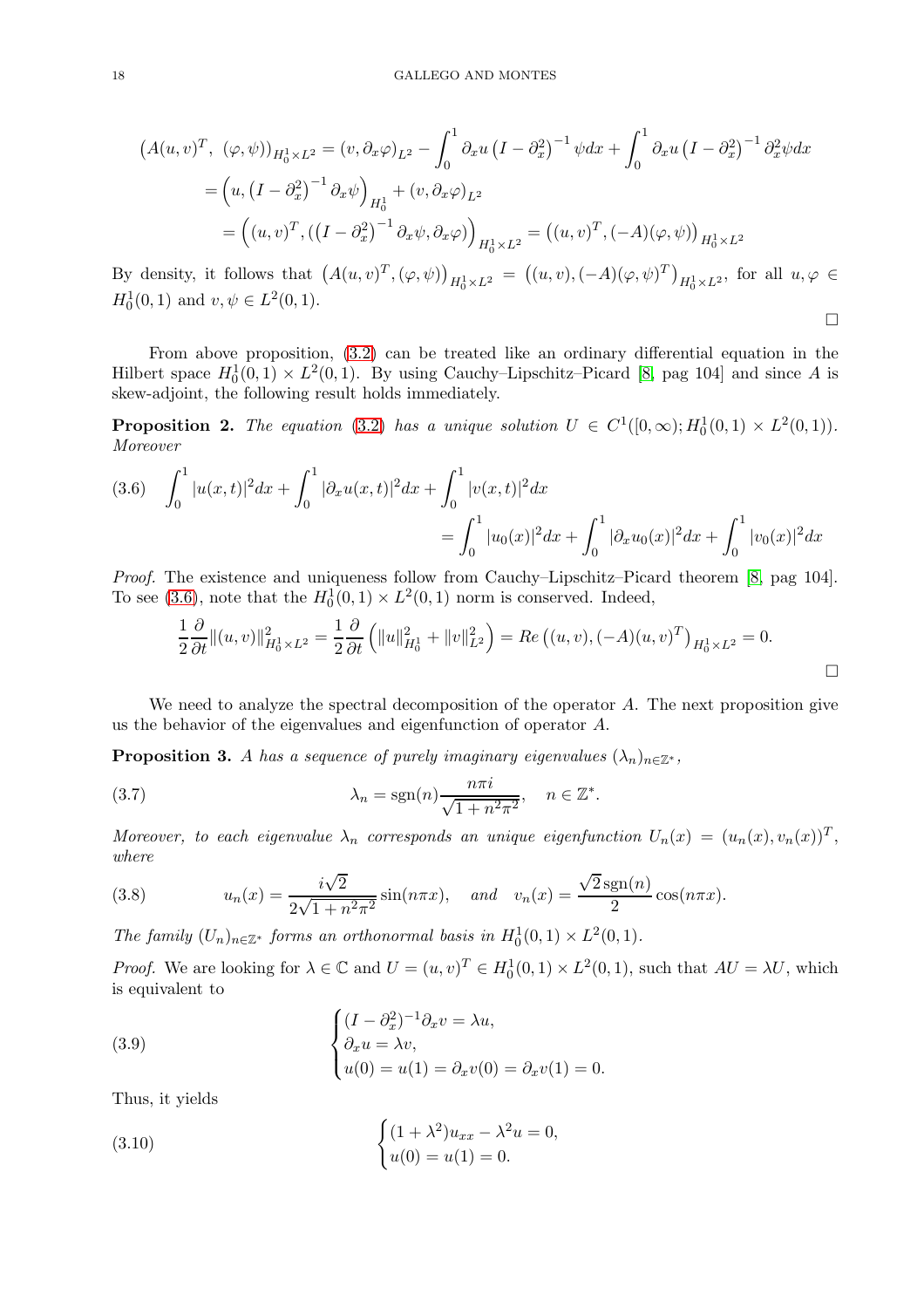$$
\begin{aligned}
\left(A(u,v)^T,\ (\varphi,\psi)\right)_{H_0^1\times L^2} &= (v,\partial_x\varphi)_{L^2} - \int_0^1 \partial_x u\left(I-\partial_x^2\right)^{-1}\psi dx + \int_0^1 \partial_x u\left(I-\partial_x^2\right)^{-1}\partial_x^2\psi dx\\
&= \left(u,\left(I-\partial_x^2\right)^{-1}\partial_x\psi\right)_{H_0^1} + (v,\partial_x\varphi)_{L^2}\\
&= \left((u,v)^T,(\left(I-\partial_x^2\right)^{-1}\partial_x\psi,\partial_x\varphi)\right)_{H_0^1\times L^2} = \left((u,v)^T,(-A)(\varphi,\psi)\right)_{H_0^1\times L^2}
\end{aligned}
$$

By density, it follows that $\left(A(u,v)^T,(\varphi,\psi)\right)_{H_0^1\times L^2} = \left((u,v),(-A)(\varphi,\psi)^T\right)_{H_0^1\times L^2}$, for all $u,\varphi \in H_0^1(0,1)$ and $v,\psi \in L^2(0,1)$. □

From above proposition, (3.2) can be treated like an ordinary differential equation in the Hilbert space $H_0^1(0,1)\times L^2(0,1)$. By using Cauchy–Lipschitz–Picard [8, pag 104] and since $A$ is skew-adjoint, the following result holds immediately.

**Proposition 2.** *The equation* (3.2) *has a unique solution $U \in C^1([0,\infty);H_0^1(0,1)\times L^2(0,1))$. Moreover*

$$
\begin{aligned}
(3.6)\quad \int_0^1 |u(x,t)|^2dx + \int_0^1 |\partial_x u(x,t)|^2dx + \int_0^1 |v(x,t)|^2dx&\\
= \int_0^1 |u_0(x)|^2dx + \int_0^1 |\partial_x u_0(x)|^2dx + \int_0^1 |v_0(x)|^2dx&
\end{aligned}
$$

*Proof.* The existence and uniqueness follow from Cauchy–Lipschitz–Picard theorem [8, pag 104]. To see (3.6), note that the $H_0^1(0,1)\times L^2(0,1)$ norm is conserved. Indeed,

$$
\frac{1}{2}\frac{\partial}{\partial t}\|(u,v)\|^2_{H_0^1\times L^2} = \frac{1}{2}\frac{\partial}{\partial t}\left(\|u\|^2_{H_0^1}+\|v\|^2_{L^2}\right) = Re\left((u,v),(-A)(u,v)^T\right)_{H_0^1\times L^2} = 0.
$$

□

We need to analyze the spectral decomposition of the operator $A$. The next proposition give us the behavior of the eigenvalues and eigenfunction of operator $A$.

**Proposition 3.** *$A$ has a sequence of purely imaginary eigenvalues $(\lambda_n)_{n\in\mathbb{Z}^*}$,*

$$
\lambda_n = \operatorname{sgn}(n)\frac{n\pi i}{\sqrt{1+n^2\pi^2}},\quad n\in\mathbb{Z}^*. \tag{3.7}
$$

*Moreover, to each eigenvalue $\lambda_n$ corresponds an unique eigenfunction $U_n(x) = (u_n(x),v_n(x))^T$, where*

$$
u_n(x) = \frac{i\sqrt{2}}{2\sqrt{1+n^2\pi^2}}\sin(n\pi x),\quad \text{and}\quad v_n(x) = \frac{\sqrt{2}\operatorname{sgn}(n)}{2}\cos(n\pi x). \tag{3.8}
$$

*The family $(U_n)_{n\in\mathbb{Z}^*}$ forms an orthonormal basis in $H_0^1(0,1)\times L^2(0,1)$.*

*Proof.* We are looking for $\lambda\in\mathbb{C}$ and $U=(u,v)^T\in H_0^1(0,1)\times L^2(0,1)$, such that $AU=\lambda U$, which is equivalent to

$$
\begin{cases}
(I-\partial_x^2)^{-1}\partial_x v = \lambda u,\\
\partial_x u = \lambda v,\\
u(0)=u(1)=\partial_x v(0)=\partial_x v(1)=0.
\end{cases} \tag{3.9}
$$

Thus, it yields

$$
\begin{cases}
(1+\lambda^2)u_{xx} - \lambda^2 u = 0,\\
u(0)=u(1)=0.
\end{cases} \tag{3.10}
$$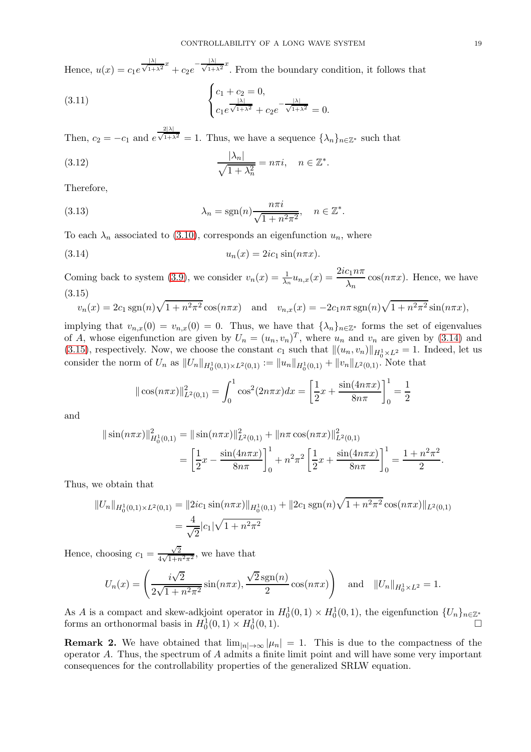Hence, $u(x) = c_1 e^{\frac{|\lambda|}{\sqrt{1+\lambda^2}}x} + c_2 e^{-\frac{|\lambda|}{\sqrt{1+\lambda^2}}x}$. From the boundary condition, it follows that

$$
\begin{cases} c_1 + c_2 = 0, \\ c_1 e^{\frac{|\lambda|}{\sqrt{1+\lambda^2}}} + c_2 e^{-\frac{|\lambda|}{\sqrt{1+\lambda^2}}} = 0. \end{cases} \tag{3.11}
$$

Then, $c_2 = -c_1$ and $e^{\frac{2|\lambda|}{\sqrt{1+\lambda^2}}} = 1$. Thus, we have a sequence $\{\lambda_n\}_{n\in\mathbb{Z}^*}$ such that

$$
\frac{|\lambda_n|}{\sqrt{1+\lambda_n^2}} = n\pi i, \quad n \in \mathbb{Z}^*. \tag{3.12}
$$

Therefore,

$$
\lambda_n = \operatorname{sgn}(n)\frac{n\pi i}{\sqrt{1+n^2\pi^2}}, \quad n \in \mathbb{Z}^*. \tag{3.13}
$$

To each $\lambda_n$ associated to (3.10), corresponds an eigenfunction $u_n$, where

$$
u_n(x) = 2ic_1 \sin(n\pi x). \tag{3.14}
$$

Coming back to system (3.9), we consider $v_n(x) = \frac{1}{\lambda_n}u_{n,x}(x) = \dfrac{2ic_1 n\pi}{\lambda_n}\cos(n\pi x)$. Hence, we have

$$
v_n(x) = 2c_1 \operatorname{sgn}(n)\sqrt{1+n^2\pi^2}\cos(n\pi x) \quad \text{and} \quad v_{n,x}(x) = -2c_1 n\pi \operatorname{sgn}(n)\sqrt{1+n^2\pi^2}\sin(n\pi x), \tag{3.15}
$$

implying that $v_{n,x}(0) = v_{n,x}(0) = 0$. Thus, we have that $\{\lambda_n\}_{n\in\mathbb{Z}^*}$ forms the set of eigenvalues of $A$, whose eigenfunction are given by $U_n = (u_n, v_n)^T$, where $u_n$ and $v_n$ are given by (3.14) and (3.15), respectively. Now, we choose the constant $c_1$ such that $\|(u_n, v_n)\|_{H_0^1\times L^2} = 1$. Indeed, let us consider the norm of $U_n$ as $\|U_n\|_{H_0^1(0,1)\times L^2(0,1)} := \|u_n\|_{H_0^1(0,1)} + \|v_n\|_{L^2(0,1)}$. Note that

$$
\|\cos(n\pi x)\|^2_{L^2(0,1)} = \int_0^1 \cos^2(2n\pi x)dx = \left[\frac{1}{2}x + \frac{\sin(4n\pi x)}{8n\pi}\right]_0^1 = \frac{1}{2}
$$

and

$$
\begin{aligned}
\|\sin(n\pi x)\|^2_{H_0^1(0,1)} &= \|\sin(n\pi x)\|^2_{L^2(0,1)} + \|n\pi\cos(n\pi x)\|^2_{L^2(0,1)} \\
&= \left[\frac{1}{2}x - \frac{\sin(4n\pi x)}{8n\pi}\right]_0^1 + n^2\pi^2\left[\frac{1}{2}x + \frac{\sin(4n\pi x)}{8n\pi}\right]_0^1 = \frac{1+n^2\pi^2}{2}.
\end{aligned}
$$

Thus, we obtain that

$$
\begin{aligned}
\|U_n\|_{H_0^1(0,1)\times L^2(0,1)} &= \|2ic_1\sin(n\pi x)\|_{H_0^1(0,1)} + \|2c_1\operatorname{sgn}(n)\sqrt{1+n^2\pi^2}\cos(n\pi x)\|_{L^2(0,1)} \\
&= \frac{4}{\sqrt{2}}|c_1|\sqrt{1+n^2\pi^2}
\end{aligned}
$$

Hence, choosing $c_1 = \frac{\sqrt{2}}{4\sqrt{1+n^2\pi^2}}$, we have that

$$
U_n(x) = \left(\frac{i\sqrt{2}}{2\sqrt{1+n^2\pi^2}}\sin(n\pi x), \frac{\sqrt{2}\operatorname{sgn}(n)}{2}\cos(n\pi x)\right) \quad \text{and} \quad \|U_n\|_{H_0^1\times L^2} = 1.
$$

As $A$ is a compact and skew-adkjoint operator in $H_0^1(0,1)\times H_0^1(0,1)$, the eigenfunction $\{U_n\}_{n\in\mathbb{Z}^*}$ forms an orthonormal basis in $H_0^1(0,1)\times H_0^1(0,1)$. □

**Remark 2.** We have obtained that $\lim_{|n|\to\infty}|\mu_n| = 1$. This is due to the compactness of the operator $A$. Thus, the spectrum of $A$ admits a finite limit point and will have some very important consequences for the controllability properties of the generalized SRLW equation.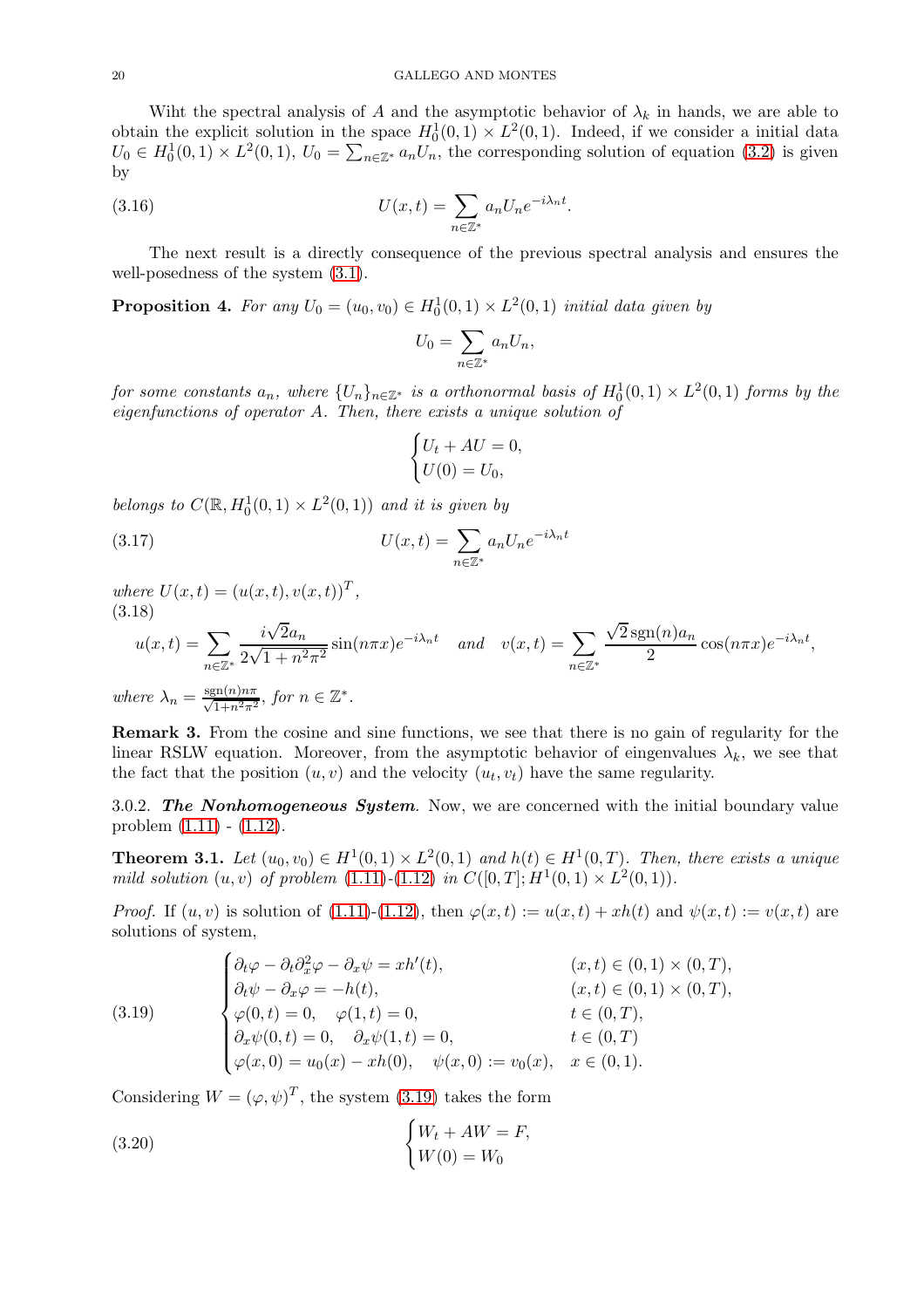Wiht the spectral analysis of $A$ and the asymptotic behavior of $\lambda_k$ in hands, we are able to obtain the explicit solution in the space $H_0^1(0,1)\times L^2(0,1)$. Indeed, if we consider a initial data $U_0 \in H_0^1(0,1)\times L^2(0,1)$, $U_0 = \sum_{n\in\mathbb{Z}^*} a_n U_n$, the corresponding solution of equation (3.2) is given by

$$U(x,t) = \sum_{n\in\mathbb{Z}^*} a_n U_n e^{-i\lambda_n t}. \tag{3.16}$$

The next result is a directly consequence of the previous spectral analysis and ensures the well-posedness of the system (3.1).

**Proposition 4.** *For any $U_0 = (u_0, v_0) \in H_0^1(0,1)\times L^2(0,1)$ initial data given by*

$$U_0 = \sum_{n\in\mathbb{Z}^*} a_n U_n,$$

*for some constants $a_n$, where $\{U_n\}_{n\in\mathbb{Z}^*}$ is a orthonormal basis of $H_0^1(0,1)\times L^2(0,1)$ forms by the eigenfunctions of operator $A$. Then, there exists a unique solution of*

$$\begin{cases} U_t + AU = 0, \\ U(0) = U_0, \end{cases}$$

*belongs to $C(\mathbb{R}, H_0^1(0,1)\times L^2(0,1))$ and it is given by*

$$U(x,t) = \sum_{n\in\mathbb{Z}^*} a_n U_n e^{-i\lambda_n t} \tag{3.17}$$

*where $U(x,t) = (u(x,t), v(x,t))^T$,*

$$u(x,t) = \sum_{n\in\mathbb{Z}^*} \frac{i\sqrt{2}a_n}{2\sqrt{1+n^2\pi^2}} \sin(n\pi x) e^{-i\lambda_n t} \quad \text{and} \quad v(x,t) = \sum_{n\in\mathbb{Z}^*} \frac{\sqrt{2}\,\mathrm{sgn}(n) a_n}{2} \cos(n\pi x) e^{-i\lambda_n t}, \tag{3.18}$$

*where $\lambda_n = \frac{\mathrm{sgn}(n)n\pi}{\sqrt{1+n^2\pi^2}}$, for $n \in \mathbb{Z}^*$.*

**Remark 3.** From the cosine and sine functions, we see that there is no gain of regularity for the linear RSLW equation. Moreover, from the asymptotic behavior of eingenvalues $\lambda_k$, we see that the fact that the position $(u, v)$ and the velocity $(u_t, v_t)$ have the same regularity.

#### 3.0.2. ***The Nonhomogeneous System***. 

Now, we are concerned with the initial boundary value problem (1.11) - (1.12).

**Theorem 3.1.** *Let $(u_0, v_0) \in H^1(0,1)\times L^2(0,1)$ and $h(t) \in H^1(0,T)$. Then, there exists a unique mild solution $(u, v)$ of problem (1.11)-(1.12) in $C([0,T]; H^1(0,1)\times L^2(0,1))$.*

*Proof.* If $(u, v)$ is solution of (1.11)-(1.12), then $\varphi(x,t) := u(x,t) + xh(t)$ and $\psi(x,t) := v(x,t)$ are solutions of system,

$$\begin{cases} \partial_t \varphi - \partial_t \partial_x^2 \varphi - \partial_x \psi = xh'(t), & (x,t) \in (0,1)\times(0,T), \\ \partial_t \psi - \partial_x \varphi = -h(t), & (x,t) \in (0,1)\times(0,T), \\ \varphi(0,t) = 0, \quad \varphi(1,t) = 0, & t \in (0,T), \\ \partial_x \psi(0,t) = 0, \quad \partial_x \psi(1,t) = 0, & t \in (0,T) \\ \varphi(x,0) = u_0(x) - xh(0), \quad \psi(x,0) := v_0(x), & x \in (0,1). \end{cases} \tag{3.19}$$

Considering $W = (\varphi, \psi)^T$, the system (3.19) takes the form

$$\begin{cases} W_t + AW = F, \\ W(0) = W_0 \end{cases} \tag{3.20}$$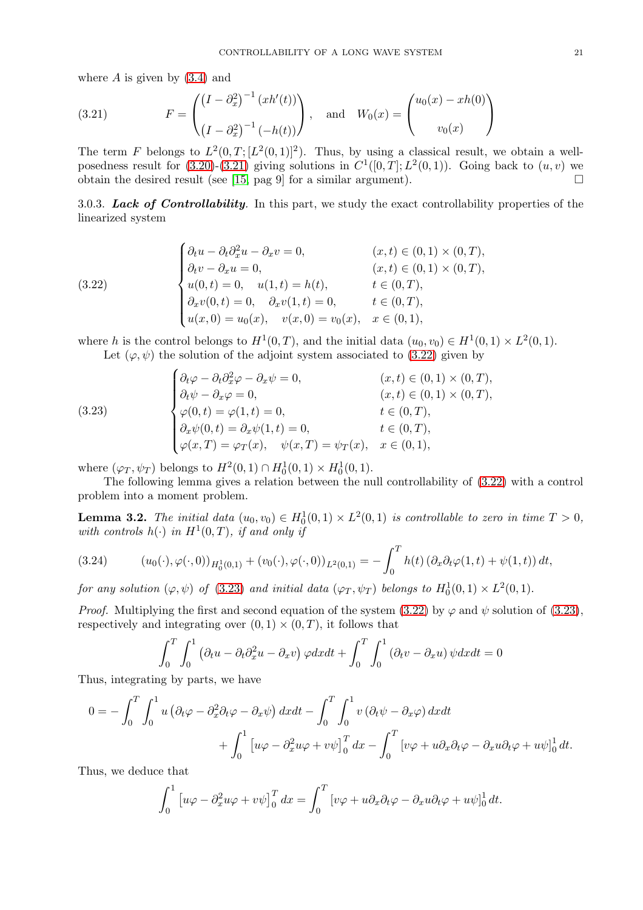where $A$ is given by (3.4) and

$$
F = \begin{pmatrix} \left(I - \partial_x^2\right)^{-1}(xh'(t)) \\ \\ \left(I - \partial_x^2\right)^{-1}(-h(t)) \end{pmatrix}, \quad \text{and} \quad W_0(x) = \begin{pmatrix} u_0(x) - xh(0) \\ \\ v_0(x) \end{pmatrix} \tag{3.21}
$$

The term $F$ belongs to $L^2(0,T;[L^2(0,1)]^2)$. Thus, by using a classical result, we obtain a well-posedness result for (3.20)-(3.21) giving solutions in $C^1([0,T];L^2(0,1))$. Going back to $(u,v)$ we obtain the desired result (see [15, pag 9] for a similar argument). $\square$

3.0.3. ***Lack of Controllability***. In this part, we study the exact controllability properties of the linearized system

$$
\begin{cases}
\partial_t u - \partial_t \partial_x^2 u - \partial_x v = 0, & (x,t) \in (0,1) \times (0,T), \\
\partial_t v - \partial_x u = 0, & (x,t) \in (0,1) \times (0,T), \\
u(0,t) = 0, \quad u(1,t) = h(t), & t \in (0,T), \\
\partial_x v(0,t) = 0, \quad \partial_x v(1,t) = 0, & t \in (0,T), \\
u(x,0) = u_0(x), \quad v(x,0) = v_0(x), & x \in (0,1),
\end{cases} \tag{3.22}
$$

where $h$ is the control belongs to $H^1(0,T)$, and the initial data $(u_0,v_0) \in H^1(0,1) \times L^2(0,1)$.

Let $(\varphi,\psi)$ the solution of the adjoint system associated to (3.22) given by

$$
\begin{cases}
\partial_t \varphi - \partial_t \partial_x^2 \varphi - \partial_x \psi = 0, & (x,t) \in (0,1) \times (0,T), \\
\partial_t \psi - \partial_x \varphi = 0, & (x,t) \in (0,1) \times (0,T), \\
\varphi(0,t) = \varphi(1,t) = 0, & t \in (0,T), \\
\partial_x \psi(0,t) = \partial_x \psi(1,t) = 0, & t \in (0,T), \\
\varphi(x,T) = \varphi_T(x), \quad \psi(x,T) = \psi_T(x), & x \in (0,1),
\end{cases} \tag{3.23}
$$

where $(\varphi_T,\psi_T)$ belongs to $H^2(0,1) \cap H_0^1(0,1) \times H_0^1(0,1)$.

The following lemma gives a relation between the null controllability of (3.22) with a control problem into a moment problem.

**Lemma 3.2.** *The initial data $(u_0,v_0) \in H_0^1(0,1) \times L^2(0,1)$ is controllable to zero in time $T > 0$, with controls $h(\cdot)$ in $H^1(0,T)$, if and only if*

$$
(u_0(\cdot), \varphi(\cdot,0))_{H_0^1(0,1)} + (v_0(\cdot), \varphi(\cdot,0))_{L^2(0,1)} = -\int_0^T h(t)\left(\partial_x \partial_t \varphi(1,t) + \psi(1,t)\right) dt, \tag{3.24}
$$

*for any solution $(\varphi,\psi)$ of (3.23) and initial data $(\varphi_T,\psi_T)$ belongs to $H_0^1(0,1) \times L^2(0,1)$.*

*Proof.* Multiplying the first and second equation of the system (3.22) by $\varphi$ and $\psi$ solution of (3.23), respectively and integrating over $(0,1) \times (0,T)$, it follows that

$$
\int_0^T \int_0^1 \left(\partial_t u - \partial_t \partial_x^2 u - \partial_x v\right) \varphi dx dt + \int_0^T \int_0^1 \left(\partial_t v - \partial_x u\right) \psi dx dt = 0
$$

Thus, integrating by parts, we have

$$
\begin{aligned}
0 = -\int_0^T \int_0^1 u \left(\partial_t \varphi - \partial_x^2 \partial_t \varphi - \partial_x \psi\right) dx dt - \int_0^T \int_0^1 v \left(\partial_t \psi - \partial_x \varphi\right) dx dt \\
+ \int_0^1 \left[u\varphi - \partial_x^2 u \varphi + v\psi\right]_0^T dx - \int_0^T \left[v\varphi + u \partial_x \partial_t \varphi - \partial_x u \partial_t \varphi + u\psi\right]_0^1 dt.
\end{aligned}
$$

Thus, we deduce that

$$
\int_0^1 \left[u\varphi - \partial_x^2 u \varphi + v\psi\right]_0^T dx = \int_0^T \left[v\varphi + u \partial_x \partial_t \varphi - \partial_x u \partial_t \varphi + u\psi\right]_0^1 dt.
$$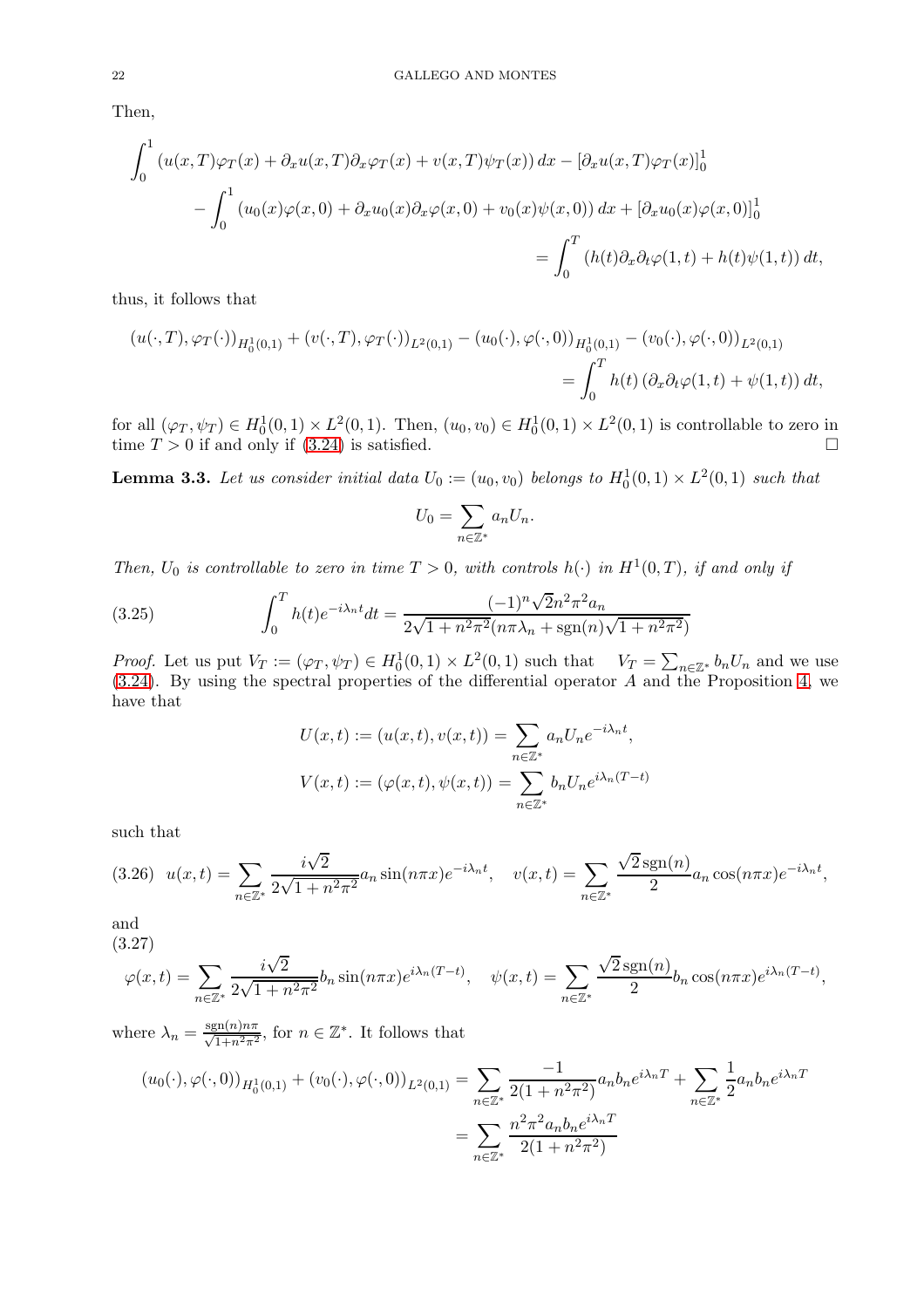Then,

$$
\int_0^1 \left(u(x,T)\varphi_T(x) + \partial_x u(x,T)\partial_x \varphi_T(x) + v(x,T)\psi_T(x)\right) dx - \left[\partial_x u(x,T)\varphi_T(x)\right]_0^1
$$

$$
- \int_0^1 \left(u_0(x)\varphi(x,0) + \partial_x u_0(x)\partial_x \varphi(x,0) + v_0(x)\psi(x,0)\right) dx + \left[\partial_x u_0(x)\varphi(x,0)\right]_0^1
$$

$$
= \int_0^T \left(h(t)\partial_x\partial_t \varphi(1,t) + h(t)\psi(1,t)\right) dt,
$$

thus, it follows that

$$
\left(u(\cdot,T),\varphi_T(\cdot)\right)_{H_0^1(0,1)} + \left(v(\cdot,T),\varphi_T(\cdot)\right)_{L^2(0,1)} - \left(u_0(\cdot),\varphi(\cdot,0)\right)_{H_0^1(0,1)} - \left(v_0(\cdot),\varphi(\cdot,0)\right)_{L^2(0,1)}
$$

$$
= \int_0^T h(t)\left(\partial_x\partial_t\varphi(1,t) + \psi(1,t)\right) dt,
$$

for all $(\varphi_T,\psi_T) \in H_0^1(0,1)\times L^2(0,1)$. Then, $(u_0,v_0)\in H_0^1(0,1)\times L^2(0,1)$ is controllable to zero in time $T>0$ if and only if (3.24) is satisfied. □

**Lemma 3.3.** *Let us consider initial data $U_0 := (u_0, v_0)$ belongs to $H_0^1(0,1)\times L^2(0,1)$ such that*

$$
U_0 = \sum_{n\in\mathbb{Z}^*} a_n U_n.
$$

*Then, $U_0$ is controllable to zero in time $T>0$, with controls $h(\cdot)$ in $H^1(0,T)$, if and only if*

$$
\int_0^T h(t)e^{-i\lambda_n t}dt = \frac{(-1)^n\sqrt{2}n^2\pi^2 a_n}{2\sqrt{1+n^2\pi^2}(n\pi\lambda_n + \operatorname{sgn}(n)\sqrt{1+n^2\pi^2})} \tag{3.25}
$$

*Proof.* Let us put $V_T := (\varphi_T,\psi_T)\in H_0^1(0,1)\times L^2(0,1)$ such that $V_T = \sum_{n\in\mathbb{Z}^*} b_n U_n$ and we use (3.24). By using the spectral properties of the differential operator $A$ and the Proposition 4, we have that

$$
U(x,t) := (u(x,t),v(x,t)) = \sum_{n\in\mathbb{Z}^*} a_n U_n e^{-i\lambda_n t},
$$

$$
V(x,t) := (\varphi(x,t),\psi(x,t)) = \sum_{n\in\mathbb{Z}^*} b_n U_n e^{i\lambda_n (T-t)}
$$

such that

$$
u(x,t) = \sum_{n\in\mathbb{Z}^*} \frac{i\sqrt{2}}{2\sqrt{1+n^2\pi^2}} a_n \sin(n\pi x)e^{-i\lambda_n t}, \quad v(x,t) = \sum_{n\in\mathbb{Z}^*} \frac{\sqrt{2}\operatorname{sgn}(n)}{2} a_n \cos(n\pi x)e^{-i\lambda_n t}, \tag{3.26}
$$

and

$$
\varphi(x,t) = \sum_{n\in\mathbb{Z}^*} \frac{i\sqrt{2}}{2\sqrt{1+n^2\pi^2}} b_n \sin(n\pi x)e^{i\lambda_n (T-t)}, \quad \psi(x,t) = \sum_{n\in\mathbb{Z}^*} \frac{\sqrt{2}\operatorname{sgn}(n)}{2} b_n \cos(n\pi x)e^{i\lambda_n (T-t)}, \tag{3.27}
$$

where $\lambda_n = \frac{\operatorname{sgn}(n)n\pi}{\sqrt{1+n^2\pi^2}}$, for $n\in\mathbb{Z}^*$. It follows that

$$
\begin{aligned}
\left(u_0(\cdot),\varphi(\cdot,0)\right)_{H_0^1(0,1)} + \left(v_0(\cdot),\varphi(\cdot,0)\right)_{L^2(0,1)} &= \sum_{n\in\mathbb{Z}^*} \frac{-1}{2(1+n^2\pi^2)} a_n b_n e^{i\lambda_n T} + \sum_{n\in\mathbb{Z}^*} \frac{1}{2} a_n b_n e^{i\lambda_n T} \\
&= \sum_{n\in\mathbb{Z}^*} \frac{n^2\pi^2 a_n b_n e^{i\lambda_n T}}{2(1+n^2\pi^2)}
\end{aligned}
$$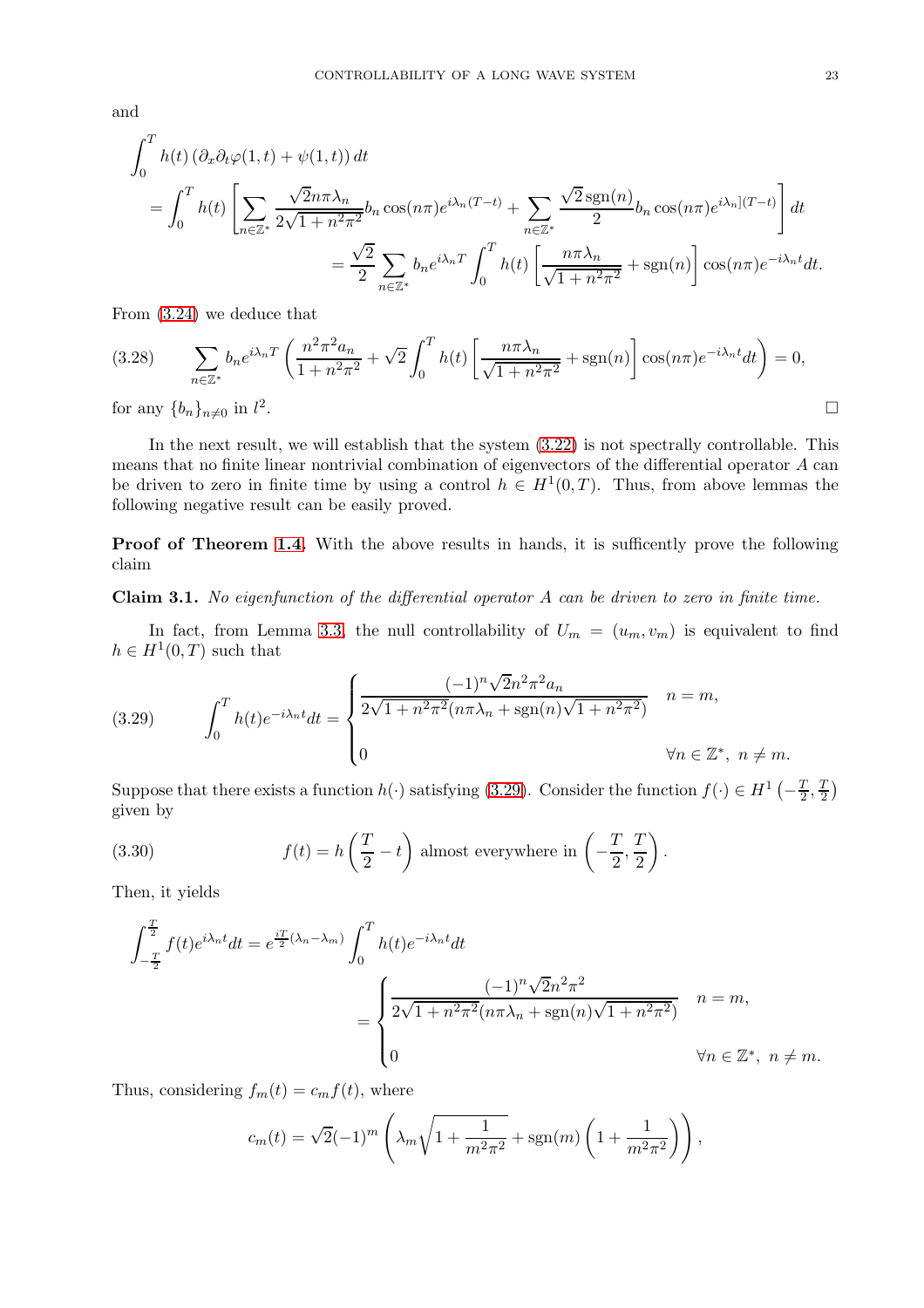and

$$
\begin{aligned}
&\int_0^T h(t)\left(\partial_x\partial_t\varphi(1,t)+\psi(1,t)\right)dt \\
&=\int_0^T h(t)\left[\sum_{n\in\mathbb{Z}^*}\frac{\sqrt{2}n\pi\lambda_n}{2\sqrt{1+n^2\pi^2}}b_n\cos(n\pi)e^{i\lambda_n(T-t)}+\sum_{n\in\mathbb{Z}^*}\frac{\sqrt{2}\,\mathrm{sgn}(n)}{2}b_n\cos(n\pi)e^{i\lambda_n](T-t)}\right]dt \\
&\qquad\qquad=\frac{\sqrt{2}}{2}\sum_{n\in\mathbb{Z}^*}b_ne^{i\lambda_nT}\int_0^T h(t)\left[\frac{n\pi\lambda_n}{\sqrt{1+n^2\pi^2}}+\mathrm{sgn}(n)\right]\cos(n\pi)e^{-i\lambda_nt}dt.
\end{aligned}
$$

From (3.24) we deduce that

$$
\sum_{n\in\mathbb{Z}^*}b_ne^{i\lambda_nT}\left(\frac{n^2\pi^2a_n}{1+n^2\pi^2}+\sqrt{2}\int_0^T h(t)\left[\frac{n\pi\lambda_n}{\sqrt{1+n^2\pi^2}}+\mathrm{sgn}(n)\right]\cos(n\pi)e^{-i\lambda_nt}dt\right)=0, \tag{3.28}
$$

for any $\{b_n\}_{n\neq 0}$ in $l^2$. $\square$

In the next result, we will establish that the system (3.22) is not spectrally controllable. This means that no finite linear nontrivial combination of eigenvectors of the differential operator $A$ can be driven to zero in finite time by using a control $h\in H^1(0,T)$. Thus, from above lemmas the following negative result can be easily proved.

**Proof of Theorem 1.4**. With the above results in hands, it is sufficently prove the following claim

**Claim 3.1.** *No eigenfunction of the differential operator $A$ can be driven to zero in finite time.*

In fact, from Lemma 3.3, the null controllability of $U_m=(u_m,v_m)$ is equivalent to find $h\in H^1(0,T)$ such that

$$
\int_0^T h(t)e^{-i\lambda_nt}dt=\begin{cases}\dfrac{(-1)^n\sqrt{2}n^2\pi^2a_n}{2\sqrt{1+n^2\pi^2}(n\pi\lambda_n+\mathrm{sgn}(n)\sqrt{1+n^2\pi^2})} & n=m,\\[3mm] 0 & \forall n\in\mathbb{Z}^*,\ n\neq m.\end{cases} \tag{3.29}
$$

Suppose that there exists a function $h(\cdot)$ satisfying (3.29). Consider the function $f(\cdot)\in H^1\left(-\frac{T}{2},\frac{T}{2}\right)$ given by

$$
f(t)=h\left(\frac{T}{2}-t\right)\text{ almost everywhere in }\left(-\frac{T}{2},\frac{T}{2}\right). \tag{3.30}
$$

Then, it yields

$$
\begin{aligned}
\int_{-\frac{T}{2}}^{\frac{T}{2}}f(t)e^{i\lambda_nt}dt&=e^{\frac{iT}{2}(\lambda_n-\lambda_m)}\int_0^T h(t)e^{-i\lambda_nt}dt\\
&=\begin{cases}\dfrac{(-1)^n\sqrt{2}n^2\pi^2}{2\sqrt{1+n^2\pi^2}(n\pi\lambda_n+\mathrm{sgn}(n)\sqrt{1+n^2\pi^2})} & n=m,\\[3mm] 0 & \forall n\in\mathbb{Z}^*,\ n\neq m.\end{cases}
\end{aligned}
$$

Thus, considering $f_m(t)=c_mf(t)$, where

$$
c_m(t)=\sqrt{2}(-1)^m\left(\lambda_m\sqrt{1+\frac{1}{m^2\pi^2}}+\mathrm{sgn}(m)\left(1+\frac{1}{m^2\pi^2}\right)\right),
$$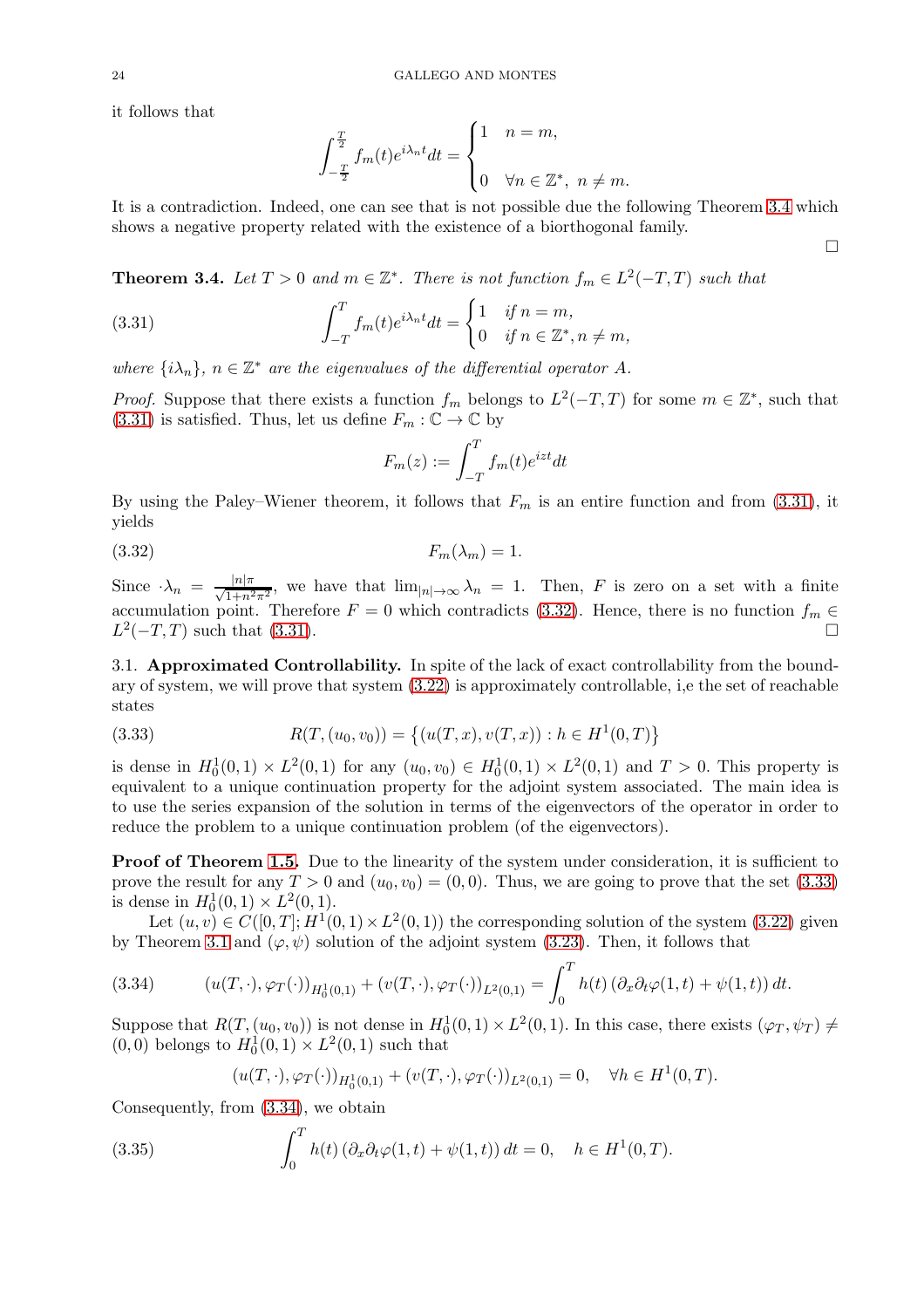it follows that

$$\int_{-\frac{T}{2}}^{\frac{T}{2}} f_m(t)e^{i\lambda_n t}dt = \begin{cases} 1 & n = m, \\ \\ 0 & \forall n \in \mathbb{Z}^*,\ n \neq m. \end{cases}$$

It is a contradiction. Indeed, one can see that is not possible due the following Theorem 3.4 which shows a negative property related with the existence of a biorthogonal family.

□

**Theorem 3.4.** *Let $T > 0$ and $m \in \mathbb{Z}^*$. There is not function $f_m \in L^2(-T,T)$ such that*

$$\int_{-T}^{T} f_m(t)e^{i\lambda_n t}dt = \begin{cases} 1 & \text{if } n = m, \\ 0 & \text{if } n \in \mathbb{Z}^*, n \neq m, \end{cases} \tag{3.31}$$

*where $\{i\lambda_n\}$, $n \in \mathbb{Z}^*$ are the eigenvalues of the differential operator $A$.*

*Proof.* Suppose that there exists a function $f_m$ belongs to $L^2(-T,T)$ for some $m \in \mathbb{Z}^*$, such that (3.31) is satisfied. Thus, let us define $F_m : \mathbb{C} \to \mathbb{C}$ by

$$F_m(z) := \int_{-T}^{T} f_m(t)e^{izt}dt$$

By using the Paley–Wiener theorem, it follows that $F_m$ is an entire function and from (3.31), it yields

$$F_m(\lambda_m) = 1. \tag{3.32}$$

Since $\cdot\lambda_n = \frac{|n|\pi}{\sqrt{1+n^2\pi^2}}$, we have that $\lim_{|n|\to\infty} \lambda_n = 1$. Then, $F$ is zero on a set with a finite accumulation point. Therefore $F = 0$ which contradicts (3.32). Hence, there is no function $f_m \in L^2(-T,T)$ such that (3.31). □

## 3.1. Approximated Controllability.

In spite of the lack of exact controllability from the boundary of system, we will prove that system (3.22) is approximately controllable, i,e the set of reachable states

$$R(T,(u_0,v_0)) = \left\{(u(T,x),v(T,x)) : h \in H^1(0,T)\right\} \tag{3.33}$$

is dense in $H_0^1(0,1) \times L^2(0,1)$ for any $(u_0,v_0) \in H_0^1(0,1) \times L^2(0,1)$ and $T > 0$. This property is equivalent to a unique continuation property for the adjoint system associated. The main idea is to use the series expansion of the solution in terms of the eigenvectors of the operator in order to reduce the problem to a unique continuation problem (of the eigenvectors).

**Proof of Theorem 1.5.** Due to the linearity of the system under consideration, it is sufficient to prove the result for any $T > 0$ and $(u_0,v_0) = (0,0)$. Thus, we are going to prove that the set (3.33) is dense in $H_0^1(0,1) \times L^2(0,1)$.

Let $(u,v) \in C([0,T]; H^1(0,1) \times L^2(0,1))$ the corresponding solution of the system (3.22) given by Theorem 3.1 and $(\varphi,\psi)$ solution of the adjoint system (3.23). Then, it follows that

$$(u(T,\cdot),\varphi_T(\cdot))_{H_0^1(0,1)} + (v(T,\cdot),\varphi_T(\cdot))_{L^2(0,1)} = \int_0^T h(t)\left(\partial_x\partial_t\varphi(1,t) + \psi(1,t)\right)dt. \tag{3.34}$$

Suppose that $R(T,(u_0,v_0))$ is not dense in $H_0^1(0,1) \times L^2(0,1)$. In this case, there exists $(\varphi_T,\psi_T) \neq (0,0)$ belongs to $H_0^1(0,1) \times L^2(0,1)$ such that

$$(u(T,\cdot),\varphi_T(\cdot))_{H_0^1(0,1)} + (v(T,\cdot),\varphi_T(\cdot))_{L^2(0,1)} = 0, \quad \forall h \in H^1(0,T).$$

Consequently, from (3.34), we obtain

$$\int_0^T h(t)\left(\partial_x\partial_t\varphi(1,t) + \psi(1,t)\right)dt = 0, \quad h \in H^1(0,T). \tag{3.35}$$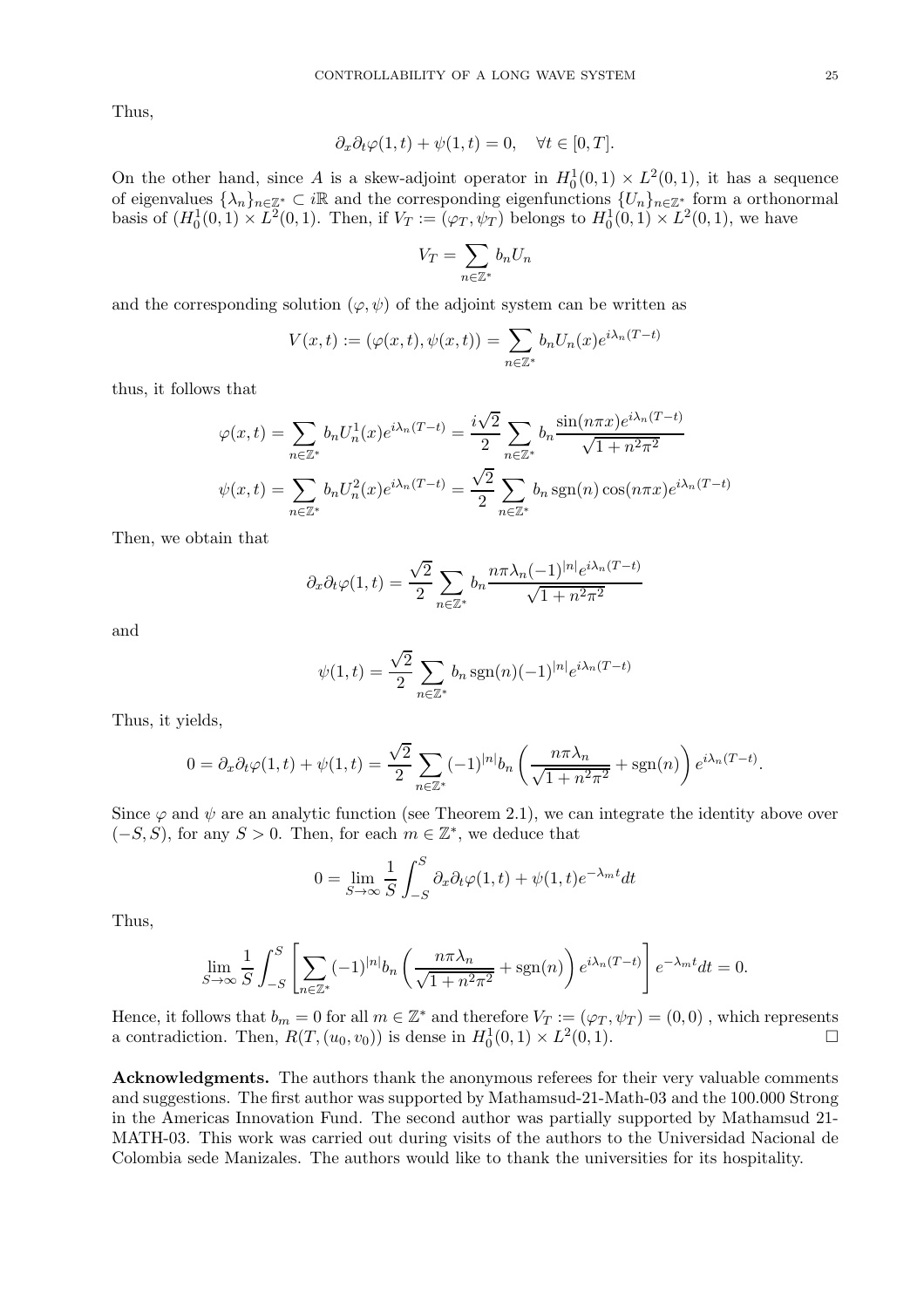Thus,

$$\partial_x \partial_t \varphi(1,t) + \psi(1,t) = 0, \quad \forall t \in [0,T].$$

On the other hand, since $A$ is a skew-adjoint operator in $H_0^1(0,1) \times L^2(0,1)$, it has a sequence of eigenvalues $\{\lambda_n\}_{n\in\mathbb{Z}^*} \subset i\mathbb{R}$ and the corresponding eigenfunctions $\{U_n\}_{n\in\mathbb{Z}^*}$ form a orthonormal basis of $(H_0^1(0,1) \times L^2(0,1)$. Then, if $V_T := (\varphi_T, \psi_T)$ belongs to $H_0^1(0,1) \times L^2(0,1)$, we have

$$V_T = \sum_{n\in\mathbb{Z}^*} b_n U_n$$

and the corresponding solution $(\varphi, \psi)$ of the adjoint system can be written as

$$V(x,t) := (\varphi(x,t), \psi(x,t)) = \sum_{n\in\mathbb{Z}^*} b_n U_n(x) e^{i\lambda_n(T-t)}$$

thus, it follows that

$$\varphi(x,t) = \sum_{n\in\mathbb{Z}^*} b_n U_n^1(x) e^{i\lambda_n(T-t)} = \frac{i\sqrt{2}}{2} \sum_{n\in\mathbb{Z}^*} b_n \frac{\sin(n\pi x) e^{i\lambda_n(T-t)}}{\sqrt{1+n^2\pi^2}}$$

$$\psi(x,t) = \sum_{n\in\mathbb{Z}^*} b_n U_n^2(x) e^{i\lambda_n(T-t)} = \frac{\sqrt{2}}{2} \sum_{n\in\mathbb{Z}^*} b_n \operatorname{sgn}(n) \cos(n\pi x) e^{i\lambda_n(T-t)}$$

Then, we obtain that

$$\partial_x \partial_t \varphi(1,t) = \frac{\sqrt{2}}{2} \sum_{n\in\mathbb{Z}^*} b_n \frac{n\pi\lambda_n (-1)^{|n|} e^{i\lambda_n(T-t)}}{\sqrt{1+n^2\pi^2}}$$

and

$$\psi(1,t) = \frac{\sqrt{2}}{2} \sum_{n\in\mathbb{Z}^*} b_n \operatorname{sgn}(n) (-1)^{|n|} e^{i\lambda_n(T-t)}$$

Thus, it yields,

$$0 = \partial_x \partial_t \varphi(1,t) + \psi(1,t) = \frac{\sqrt{2}}{2} \sum_{n\in\mathbb{Z}^*} (-1)^{|n|} b_n \left( \frac{n\pi\lambda_n}{\sqrt{1+n^2\pi^2}} + \operatorname{sgn}(n) \right) e^{i\lambda_n(T-t)}.$$

Since $\varphi$ and $\psi$ are an analytic function (see Theorem 2.1), we can integrate the identity above over $(-S,S)$, for any $S > 0$. Then, for each $m \in \mathbb{Z}^*$, we deduce that

$$0 = \lim_{S\to\infty} \frac{1}{S} \int_{-S}^{S} \partial_x \partial_t \varphi(1,t) + \psi(1,t) e^{-\lambda_m t} dt$$

Thus,

$$\lim_{S\to\infty} \frac{1}{S} \int_{-S}^{S} \left[ \sum_{n\in\mathbb{Z}^*} (-1)^{|n|} b_n \left( \frac{n\pi\lambda_n}{\sqrt{1+n^2\pi^2}} + \operatorname{sgn}(n) \right) e^{i\lambda_n(T-t)} \right] e^{-\lambda_m t} dt = 0.$$

Hence, it follows that $b_m = 0$ for all $m \in \mathbb{Z}^*$ and therefore $V_T := (\varphi_T, \psi_T) = (0,0)$ , which represents a contradiction. Then, $R(T, (u_0, v_0))$ is dense in $H_0^1(0,1) \times L^2(0,1)$. □

**Acknowledgments.** The authors thank the anonymous referees for their very valuable comments and suggestions. The first author was supported by Mathamsud-21-Math-03 and the 100.000 Strong in the Americas Innovation Fund. The second author was partially supported by Mathamsud 21-MATH-03. This work was carried out during visits of the authors to the Universidad Nacional de Colombia sede Manizales. The authors would like to thank the universities for its hospitality.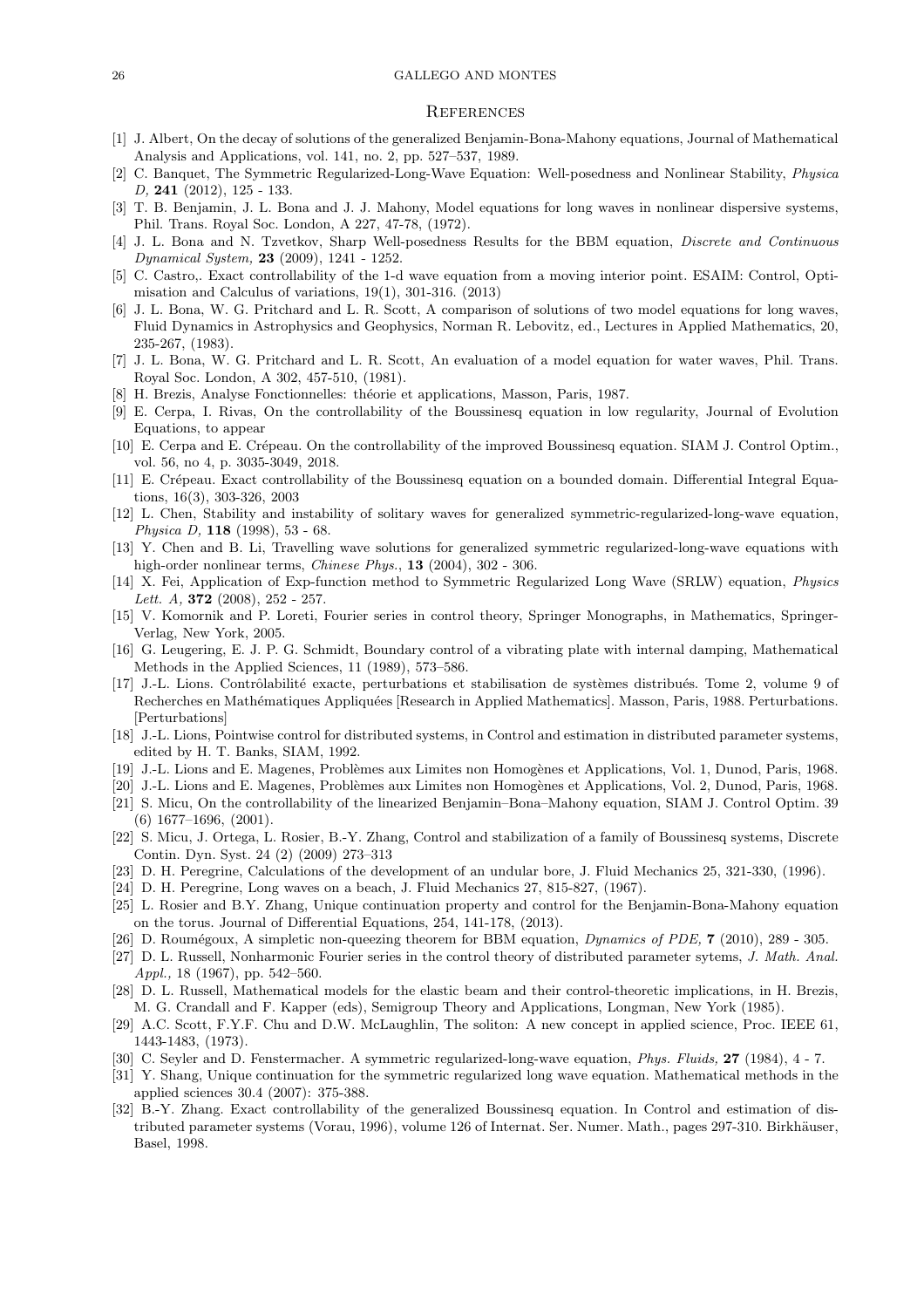## References

[1] J. Albert, On the decay of solutions of the generalized Benjamin-Bona-Mahony equations, Journal of Mathematical Analysis and Applications, vol. 141, no. 2, pp. 527–537, 1989.

[2] C. Banquet, The Symmetric Regularized-Long-Wave Equation: Well-posedness and Nonlinear Stability, *Physica D,* **241** (2012), 125 - 133.

[3] T. B. Benjamin, J. L. Bona and J. J. Mahony, Model equations for long waves in nonlinear dispersive systems, Phil. Trans. Royal Soc. London, A 227, 47-78, (1972).

[4] J. L. Bona and N. Tzvetkov, Sharp Well-posedness Results for the BBM equation, *Discrete and Continuous Dynamical System,* **23** (2009), 1241 - 1252.

[5] C. Castro,. Exact controllability of the 1-d wave equation from a moving interior point. ESAIM: Control, Optimisation and Calculus of variations, 19(1), 301-316. (2013)

[6] J. L. Bona, W. G. Pritchard and L. R. Scott, A comparison of solutions of two model equations for long waves, Fluid Dynamics in Astrophysics and Geophysics, Norman R. Lebovitz, ed., Lectures in Applied Mathematics, 20, 235-267, (1983).

[7] J. L. Bona, W. G. Pritchard and L. R. Scott, An evaluation of a model equation for water waves, Phil. Trans. Royal Soc. London, A 302, 457-510, (1981).

[8] H. Brezis, Analyse Fonctionnelles: théorie et applications, Masson, Paris, 1987.

[9] E. Cerpa, I. Rivas, On the controllability of the Boussinesq equation in low regularity, Journal of Evolution Equations, to appear

[10] E. Cerpa and E. Crépeau. On the controllability of the improved Boussinesq equation. SIAM J. Control Optim., vol. 56, no 4, p. 3035-3049, 2018.

[11] E. Crépeau. Exact controllability of the Boussinesq equation on a bounded domain. Differential Integral Equations, 16(3), 303-326, 2003

[12] L. Chen, Stability and instability of solitary waves for generalized symmetric-regularized-long-wave equation, *Physica D,* **118** (1998), 53 - 68.

[13] Y. Chen and B. Li, Travelling wave solutions for generalized symmetric regularized-long-wave equations with high-order nonlinear terms, *Chinese Phys.*, **13** (2004), 302 - 306.

[14] X. Fei, Application of Exp-function method to Symmetric Regularized Long Wave (SRLW) equation, *Physics Lett. A,* **372** (2008), 252 - 257.

[15] V. Komornik and P. Loreti, Fourier series in control theory, Springer Monographs, in Mathematics, Springer-Verlag, New York, 2005.

[16] G. Leugering, E. J. P. G. Schmidt, Boundary control of a vibrating plate with internal damping, Mathematical Methods in the Applied Sciences, 11 (1989), 573–586.

[17] J.-L. Lions. Contrôlabilité exacte, perturbations et stabilisation de systèmes distribués. Tome 2, volume 9 of Recherches en Mathématiques Appliquées [Research in Applied Mathematics]. Masson, Paris, 1988. Perturbations. [Perturbations]

[18] J.-L. Lions, Pointwise control for distributed systems, in Control and estimation in distributed parameter systems, edited by H. T. Banks, SIAM, 1992.

[19] J.-L. Lions and E. Magenes, Problèmes aux Limites non Homogènes et Applications, Vol. 1, Dunod, Paris, 1968.

[20] J.-L. Lions and E. Magenes, Problèmes aux Limites non Homogènes et Applications, Vol. 2, Dunod, Paris, 1968.

[21] S. Micu, On the controllability of the linearized Benjamin–Bona–Mahony equation, SIAM J. Control Optim. 39 (6) 1677–1696, (2001).

[22] S. Micu, J. Ortega, L. Rosier, B.-Y. Zhang, Control and stabilization of a family of Boussinesq systems, Discrete Contin. Dyn. Syst. 24 (2) (2009) 273–313

[23] D. H. Peregrine, Calculations of the development of an undular bore, J. Fluid Mechanics 25, 321-330, (1996).

[24] D. H. Peregrine, Long waves on a beach, J. Fluid Mechanics 27, 815-827, (1967).

[25] L. Rosier and B.Y. Zhang, Unique continuation property and control for the Benjamin-Bona-Mahony equation on the torus. Journal of Differential Equations, 254, 141-178, (2013).

[26] D. Roumégoux, A simpletic non-queezing theorem for BBM equation, *Dynamics of PDE,* **7** (2010), 289 - 305.

[27] D. L. Russell, Nonharmonic Fourier series in the control theory of distributed parameter sytems, *J. Math. Anal. Appl.,* 18 (1967), pp. 542–560.

[28] D. L. Russell, Mathematical models for the elastic beam and their control-theoretic implications, in H. Brezis, M. G. Crandall and F. Kapper (eds), Semigroup Theory and Applications, Longman, New York (1985).

[29] A.C. Scott, F.Y.F. Chu and D.W. McLaughlin, The soliton: A new concept in applied science, Proc. IEEE 61, 1443-1483, (1973).

[30] C. Seyler and D. Fenstermacher. A symmetric regularized-long-wave equation, *Phys. Fluids,* **27** (1984), 4 - 7.

[31] Y. Shang, Unique continuation for the symmetric regularized long wave equation. Mathematical methods in the applied sciences 30.4 (2007): 375-388.

[32] B.-Y. Zhang. Exact controllability of the generalized Boussinesq equation. In Control and estimation of distributed parameter systems (Vorau, 1996), volume 126 of Internat. Ser. Numer. Math., pages 297-310. Birkhäuser, Basel, 1998.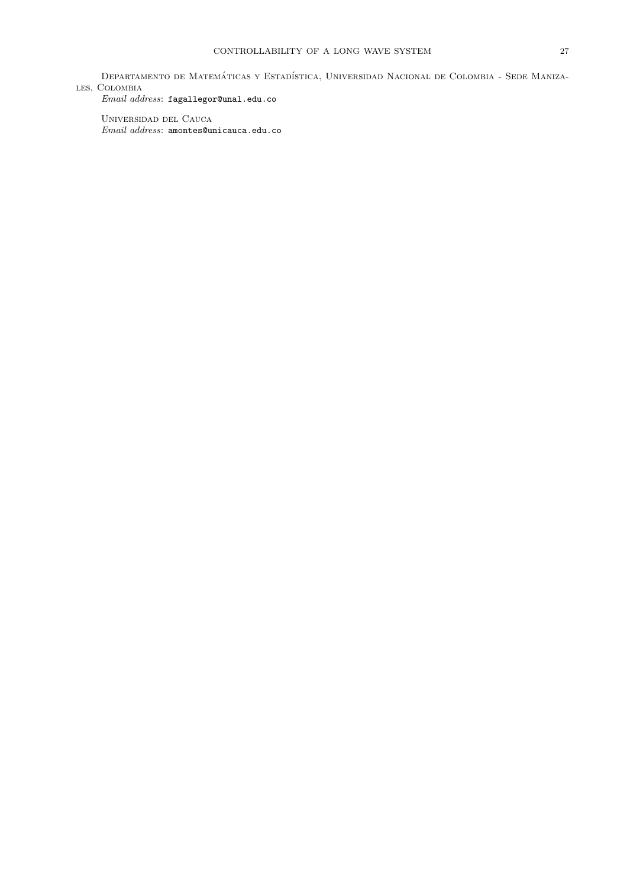Departamento de Matemáticas y Estadística, Universidad Nacional de Colombia - Sede Manizales, Colombia

*Email address*: fagallegor@unal.edu.co

Universidad del Cauca

*Email address*: amontes@unicauca.edu.co